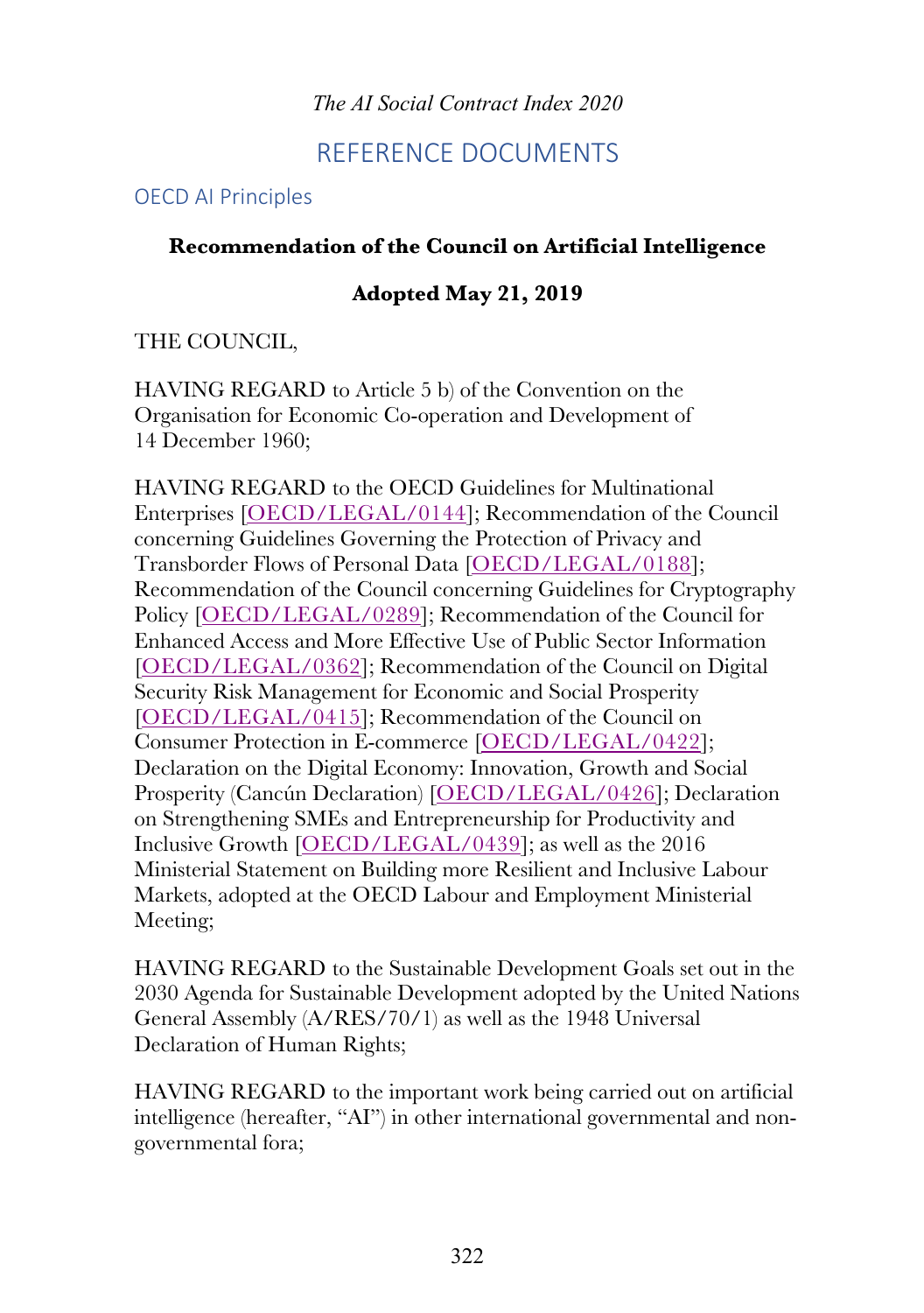*The AI Social Contract Index 2020*

# REFERENCE DOCUMENTS

## OECD AI Principles

**Recommendation of the Council on Artificial Intelligence**

**Adopted May 21, 2019**

THE COUNCIL,

HAVING REGARD to Article 5 b) of the Convention on the Organisation for Economic Co-operation and Development of 14 December 1960;

HAVING REGARD to the OECD Guidelines for Multinational Enterprises [OECD/LEGAL/0144]; Recommendation of the Council concerning Guidelines Governing the Protection of Privacy and Transborder Flows of Personal Data [OECD/LEGAL/0188]; Recommendation of the Council concerning Guidelines for Cryptography Policy [OECD/LEGAL/0289]; Recommendation of the Council for Enhanced Access and More Effective Use of Public Sector Information [OECD/LEGAL/0362]; Recommendation of the Council on Digital Security Risk Management for Economic and Social Prosperity [OECD/LEGAL/0415]; Recommendation of the Council on Consumer Protection in E-commerce [OECD/LEGAL/0422]; Declaration on the Digital Economy: Innovation, Growth and Social Prosperity (Cancún Declaration) [OECD/LEGAL/0426]; Declaration on Strengthening SMEs and Entrepreneurship for Productivity and Inclusive Growth [OECD/LEGAL/0439]; as well as the 2016 Ministerial Statement on Building more Resilient and Inclusive Labour Markets, adopted at the OECD Labour and Employment Ministerial Meeting;

HAVING REGARD to the Sustainable Development Goals set out in the 2030 Agenda for Sustainable Development adopted by the United Nations General Assembly (A/RES/70/1) as well as the 1948 Universal Declaration of Human Rights;

HAVING REGARD to the important work being carried out on artificial intelligence (hereafter, "AI") in other international governmental and non-governmental fora;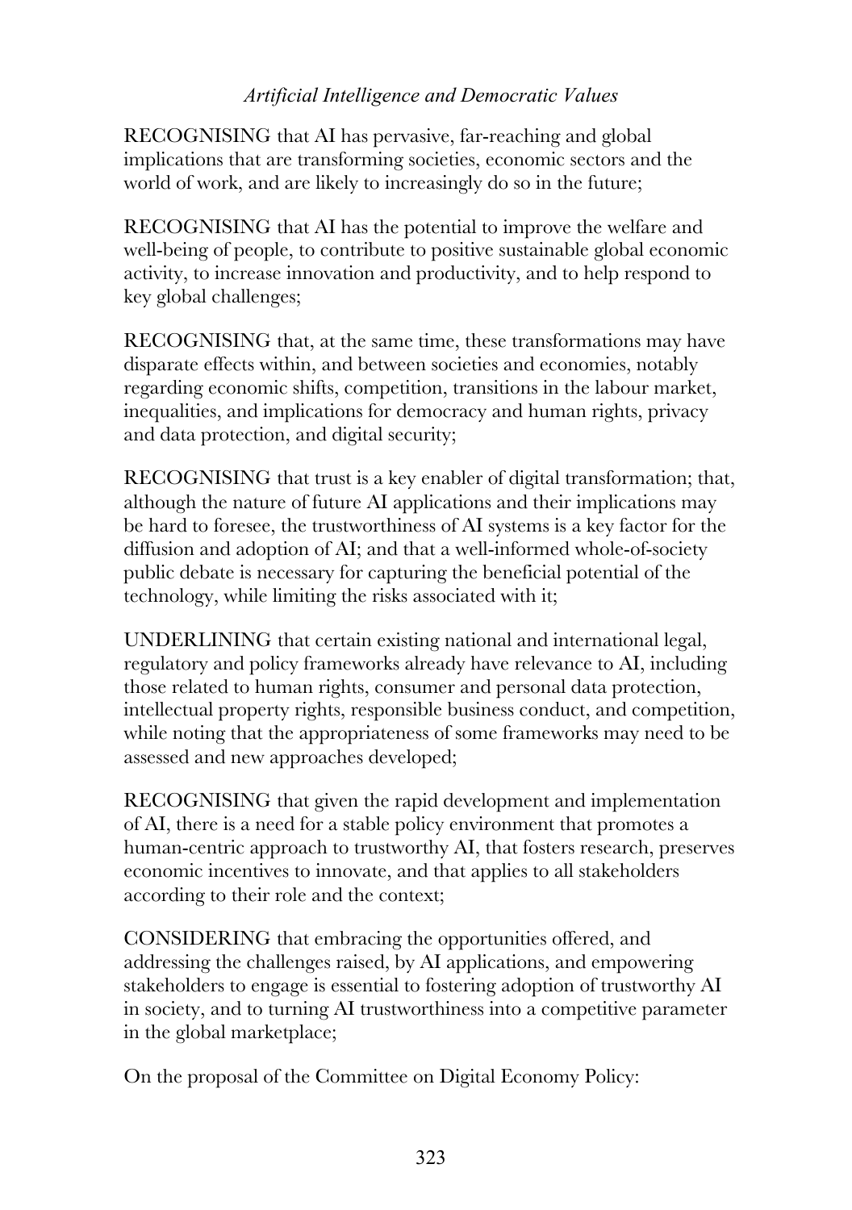RECOGNISING that AI has pervasive, far-reaching and global implications that are transforming societies, economic sectors and the world of work, and are likely to increasingly do so in the future;

RECOGNISING that AI has the potential to improve the welfare and well-being of people, to contribute to positive sustainable global economic activity, to increase innovation and productivity, and to help respond to key global challenges;

RECOGNISING that, at the same time, these transformations may have disparate effects within, and between societies and economies, notably regarding economic shifts, competition, transitions in the labour market, inequalities, and implications for democracy and human rights, privacy and data protection, and digital security;

RECOGNISING that trust is a key enabler of digital transformation; that, although the nature of future AI applications and their implications may be hard to foresee, the trustworthiness of AI systems is a key factor for the diffusion and adoption of AI; and that a well-informed whole-of-society public debate is necessary for capturing the beneficial potential of the technology, while limiting the risks associated with it;

UNDERLINING that certain existing national and international legal, regulatory and policy frameworks already have relevance to AI, including those related to human rights, consumer and personal data protection, intellectual property rights, responsible business conduct, and competition, while noting that the appropriateness of some frameworks may need to be assessed and new approaches developed;

RECOGNISING that given the rapid development and implementation of AI, there is a need for a stable policy environment that promotes a human-centric approach to trustworthy AI, that fosters research, preserves economic incentives to innovate, and that applies to all stakeholders according to their role and the context;

CONSIDERING that embracing the opportunities offered, and addressing the challenges raised, by AI applications, and empowering stakeholders to engage is essential to fostering adoption of trustworthy AI in society, and to turning AI trustworthiness into a competitive parameter in the global marketplace;

On the proposal of the Committee on Digital Economy Policy: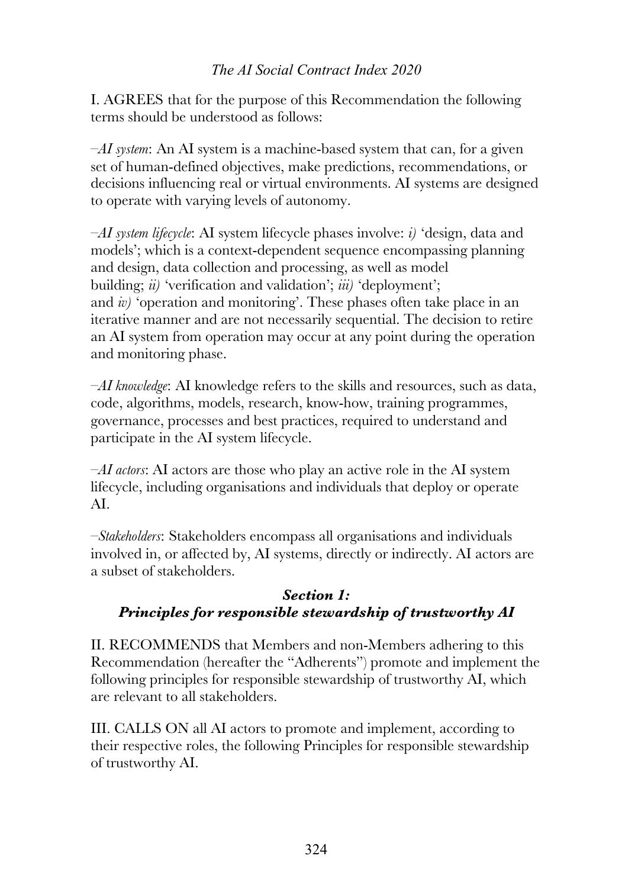I. AGREES that for the purpose of this Recommendation the following terms should be understood as follows:

–*AI system*: An AI system is a machine-based system that can, for a given set of human-defined objectives, make predictions, recommendations, or decisions influencing real or virtual environments. AI systems are designed to operate with varying levels of autonomy.

–*AI system lifecycle*: AI system lifecycle phases involve: *i)* 'design, data and models'; which is a context-dependent sequence encompassing planning and design, data collection and processing, as well as model building; *ii)* 'verification and validation'; *iii)* 'deployment'; and *iv)* 'operation and monitoring'. These phases often take place in an iterative manner and are not necessarily sequential. The decision to retire an AI system from operation may occur at any point during the operation and monitoring phase.

–*AI knowledge*: AI knowledge refers to the skills and resources, such as data, code, algorithms, models, research, know-how, training programmes, governance, processes and best practices, required to understand and participate in the AI system lifecycle.

–*AI actors*: AI actors are those who play an active role in the AI system lifecycle, including organisations and individuals that deploy or operate AI.

–*Stakeholders*: Stakeholders encompass all organisations and individuals involved in, or affected by, AI systems, directly or indirectly. AI actors are a subset of stakeholders.

### *Section 1:*
### *Principles for responsible stewardship of trustworthy AI*

II. RECOMMENDS that Members and non-Members adhering to this Recommendation (hereafter the "Adherents") promote and implement the following principles for responsible stewardship of trustworthy AI, which are relevant to all stakeholders.

III. CALLS ON all AI actors to promote and implement, according to their respective roles, the following Principles for responsible stewardship of trustworthy AI.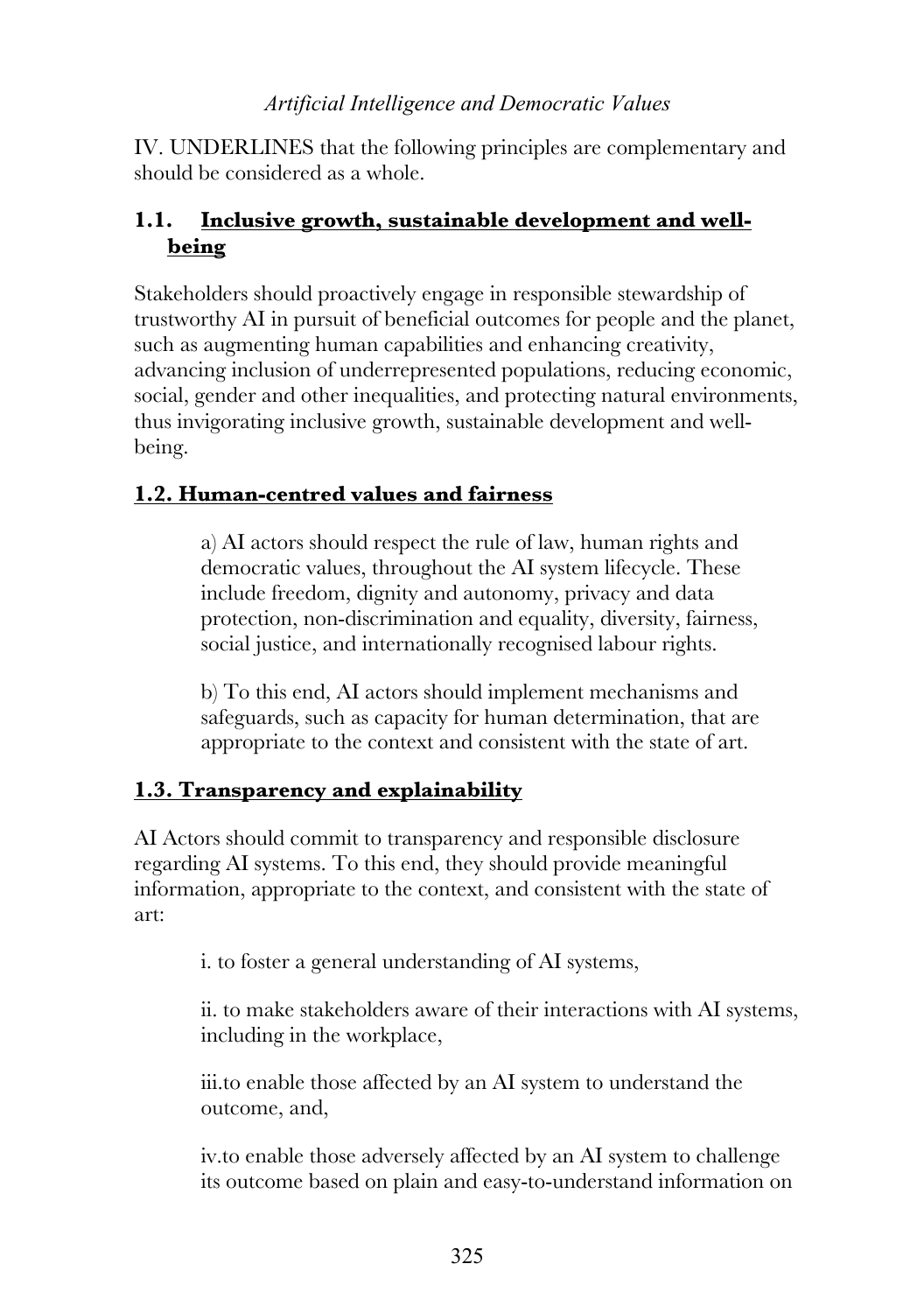IV. UNDERLINES that the following principles are complementary and should be considered as a whole.

## 1.1. Inclusive growth, sustainable development and well-being

Stakeholders should proactively engage in responsible stewardship of trustworthy AI in pursuit of beneficial outcomes for people and the planet, such as augmenting human capabilities and enhancing creativity, advancing inclusion of underrepresented populations, reducing economic, social, gender and other inequalities, and protecting natural environments, thus invigorating inclusive growth, sustainable development and well-being.

## 1.2. Human-centred values and fairness

a) AI actors should respect the rule of law, human rights and democratic values, throughout the AI system lifecycle. These include freedom, dignity and autonomy, privacy and data protection, non-discrimination and equality, diversity, fairness, social justice, and internationally recognised labour rights.

b) To this end, AI actors should implement mechanisms and safeguards, such as capacity for human determination, that are appropriate to the context and consistent with the state of art.

## 1.3. Transparency and explainability

AI Actors should commit to transparency and responsible disclosure regarding AI systems. To this end, they should provide meaningful information, appropriate to the context, and consistent with the state of art:

i. to foster a general understanding of AI systems,

ii. to make stakeholders aware of their interactions with AI systems, including in the workplace,

iii.to enable those affected by an AI system to understand the outcome, and,

iv.to enable those adversely affected by an AI system to challenge its outcome based on plain and easy-to-understand information on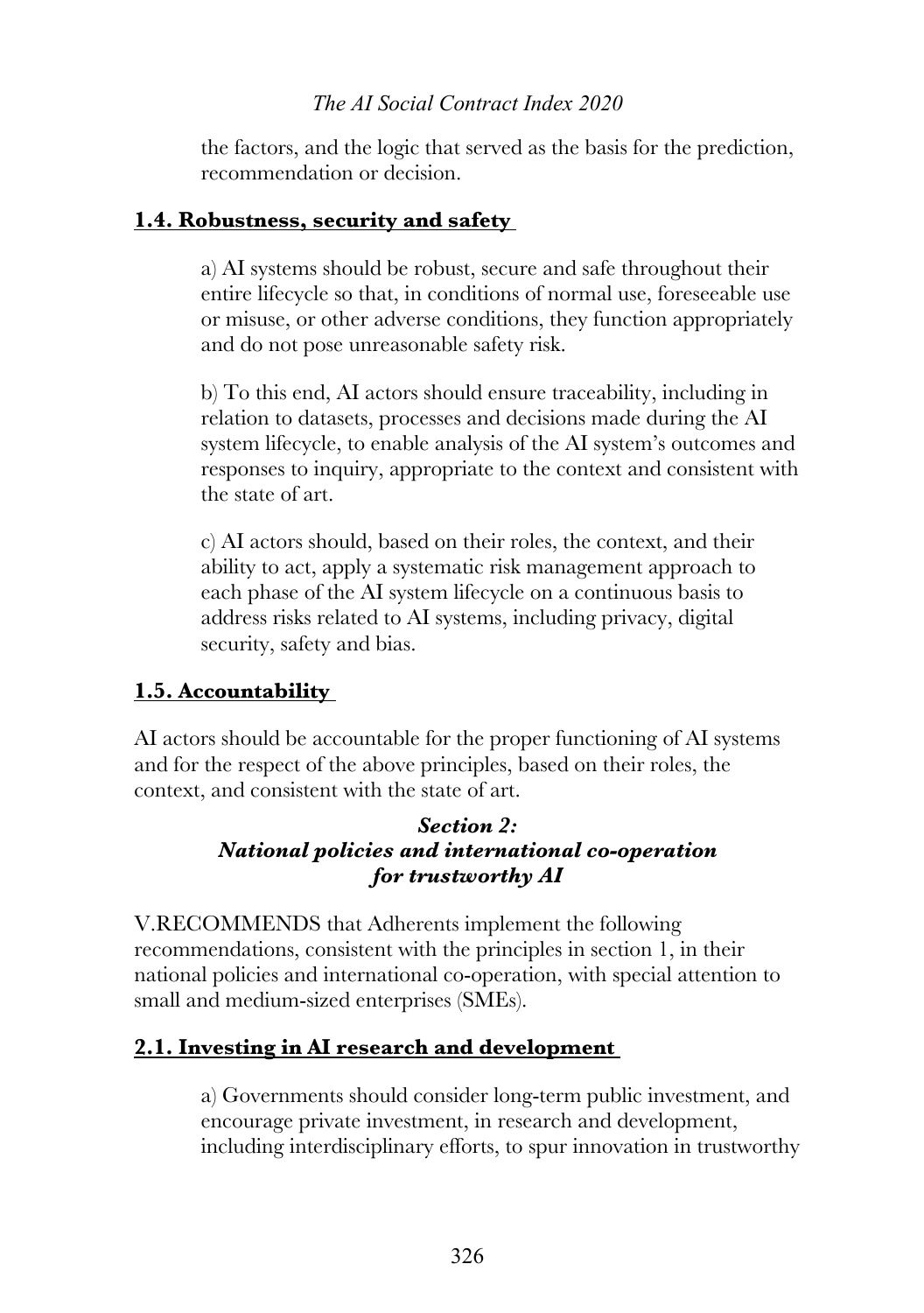the factors, and the logic that served as the basis for the prediction, recommendation or decision.

**1.4. Robustness, security and safety**

a) AI systems should be robust, secure and safe throughout their entire lifecycle so that, in conditions of normal use, foreseeable use or misuse, or other adverse conditions, they function appropriately and do not pose unreasonable safety risk.

b) To this end, AI actors should ensure traceability, including in relation to datasets, processes and decisions made during the AI system lifecycle, to enable analysis of the AI system's outcomes and responses to inquiry, appropriate to the context and consistent with the state of art.

c) AI actors should, based on their roles, the context, and their ability to act, apply a systematic risk management approach to each phase of the AI system lifecycle on a continuous basis to address risks related to AI systems, including privacy, digital security, safety and bias.

**1.5. Accountability**

AI actors should be accountable for the proper functioning of AI systems and for the respect of the above principles, based on their roles, the context, and consistent with the state of art.

***Section 2:***
***National policies and international co-operation for trustworthy AI***

V.RECOMMENDS that Adherents implement the following recommendations, consistent with the principles in section 1, in their national policies and international co-operation, with special attention to small and medium-sized enterprises (SMEs).

**2.1. Investing in AI research and development**

a) Governments should consider long-term public investment, and encourage private investment, in research and development, including interdisciplinary efforts, to spur innovation in trustworthy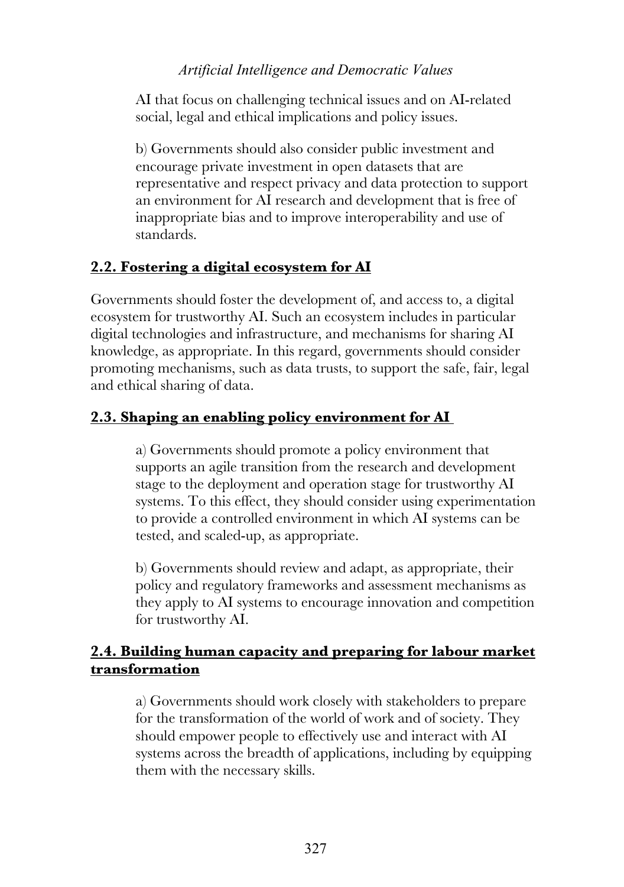AI that focus on challenging technical issues and on AI-related social, legal and ethical implications and policy issues.

b) Governments should also consider public investment and encourage private investment in open datasets that are representative and respect privacy and data protection to support an environment for AI research and development that is free of inappropriate bias and to improve interoperability and use of standards.

## **2.2. Fostering a digital ecosystem for AI**

Governments should foster the development of, and access to, a digital ecosystem for trustworthy AI. Such an ecosystem includes in particular digital technologies and infrastructure, and mechanisms for sharing AI knowledge, as appropriate. In this regard, governments should consider promoting mechanisms, such as data trusts, to support the safe, fair, legal and ethical sharing of data.

## **2.3. Shaping an enabling policy environment for AI**

a) Governments should promote a policy environment that supports an agile transition from the research and development stage to the deployment and operation stage for trustworthy AI systems. To this effect, they should consider using experimentation to provide a controlled environment in which AI systems can be tested, and scaled-up, as appropriate.

b) Governments should review and adapt, as appropriate, their policy and regulatory frameworks and assessment mechanisms as they apply to AI systems to encourage innovation and competition for trustworthy AI.

## **2.4. Building human capacity and preparing for labour market transformation**

a) Governments should work closely with stakeholders to prepare for the transformation of the world of work and of society. They should empower people to effectively use and interact with AI systems across the breadth of applications, including by equipping them with the necessary skills.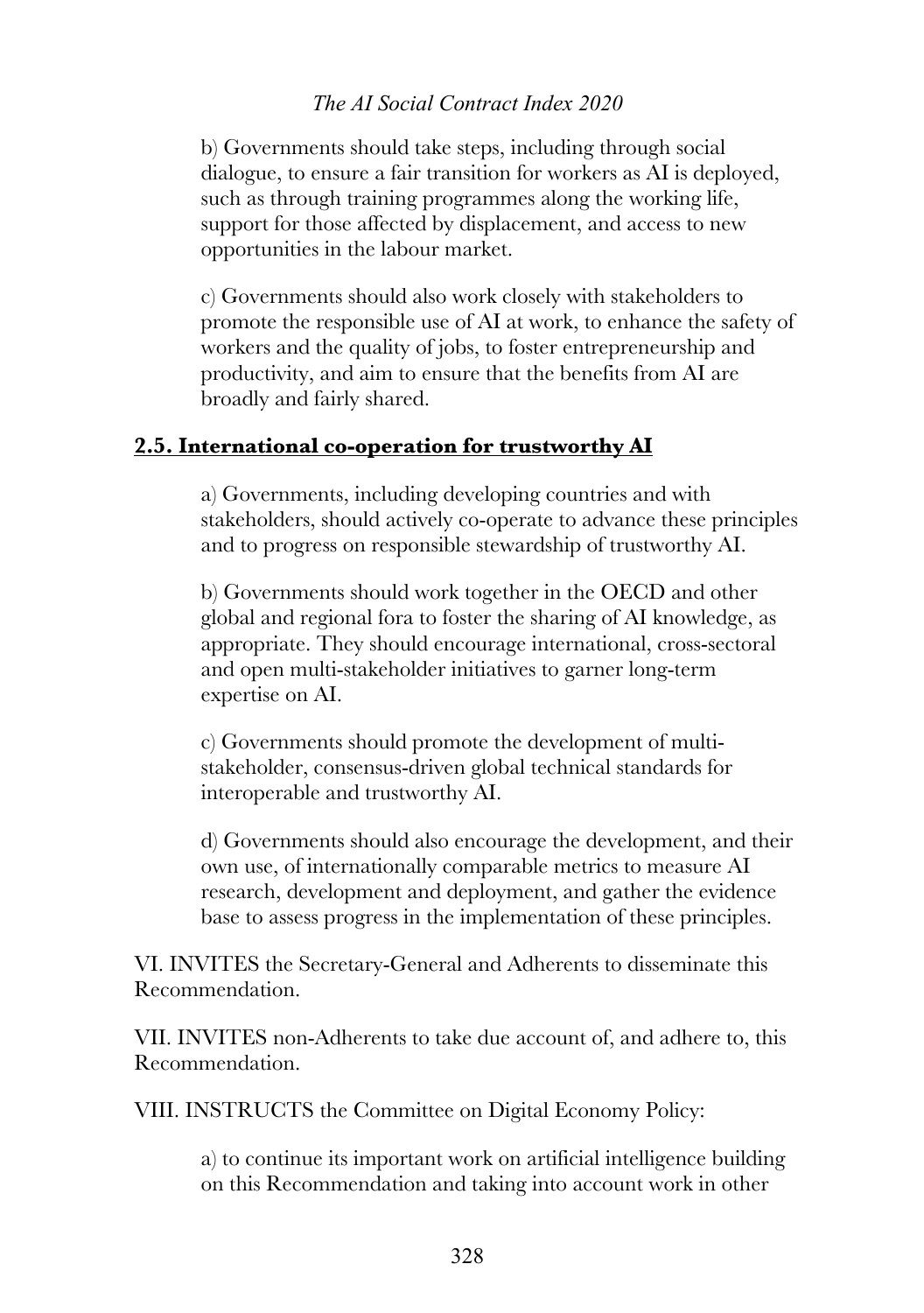b) Governments should take steps, including through social dialogue, to ensure a fair transition for workers as AI is deployed, such as through training programmes along the working life, support for those affected by displacement, and access to new opportunities in the labour market.

c) Governments should also work closely with stakeholders to promote the responsible use of AI at work, to enhance the safety of workers and the quality of jobs, to foster entrepreneurship and productivity, and aim to ensure that the benefits from AI are broadly and fairly shared.

## 2.5. International co-operation for trustworthy AI

a) Governments, including developing countries and with stakeholders, should actively co-operate to advance these principles and to progress on responsible stewardship of trustworthy AI.

b) Governments should work together in the OECD and other global and regional fora to foster the sharing of AI knowledge, as appropriate. They should encourage international, cross-sectoral and open multi-stakeholder initiatives to garner long-term expertise on AI.

c) Governments should promote the development of multi-stakeholder, consensus-driven global technical standards for interoperable and trustworthy AI.

d) Governments should also encourage the development, and their own use, of internationally comparable metrics to measure AI research, development and deployment, and gather the evidence base to assess progress in the implementation of these principles.

VI. INVITES the Secretary-General and Adherents to disseminate this Recommendation.

VII. INVITES non-Adherents to take due account of, and adhere to, this Recommendation.

VIII. INSTRUCTS the Committee on Digital Economy Policy:

a) to continue its important work on artificial intelligence building on this Recommendation and taking into account work in other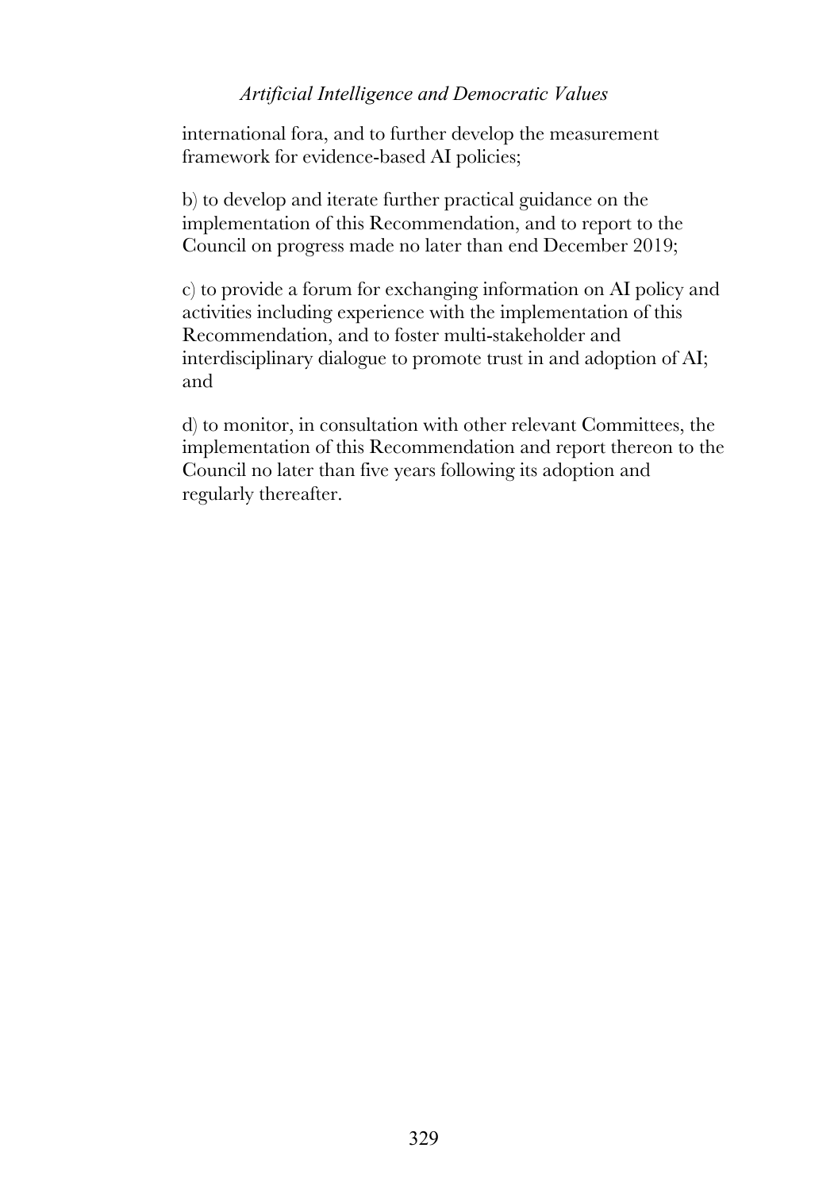international fora, and to further develop the measurement framework for evidence-based AI policies;

b) to develop and iterate further practical guidance on the implementation of this Recommendation, and to report to the Council on progress made no later than end December 2019;

c) to provide a forum for exchanging information on AI policy and activities including experience with the implementation of this Recommendation, and to foster multi-stakeholder and interdisciplinary dialogue to promote trust in and adoption of AI; and

d) to monitor, in consultation with other relevant Committees, the implementation of this Recommendation and report thereon to the Council no later than five years following its adoption and regularly thereafter.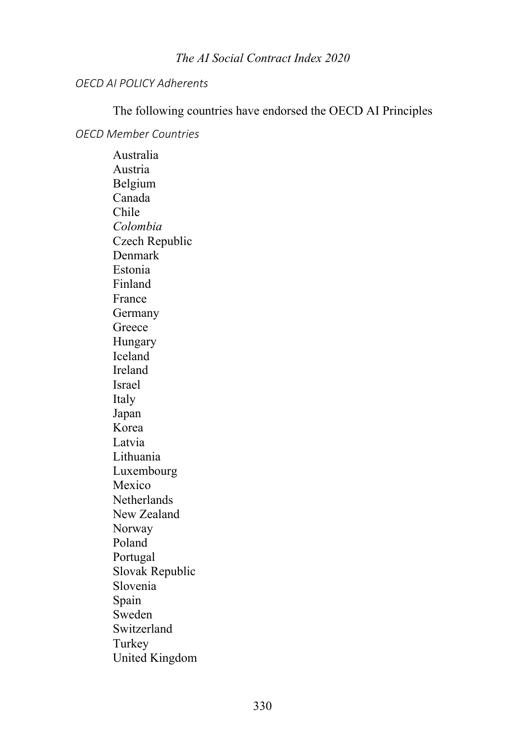### *OECD AI POLICY Adherents*

The following countries have endorsed the OECD AI Principles

#### *OECD Member Countries*

Australia
Austria
Belgium
Canada
Chile
*Colombia*
Czech Republic
Denmark
Estonia
Finland
France
Germany
Greece
Hungary
Iceland
Ireland
Israel
Italy
Japan
Korea
Latvia
Lithuania
Luxembourg
Mexico
Netherlands
New Zealand
Norway
Poland
Portugal
Slovak Republic
Slovenia
Spain
Sweden
Switzerland
Turkey
United Kingdom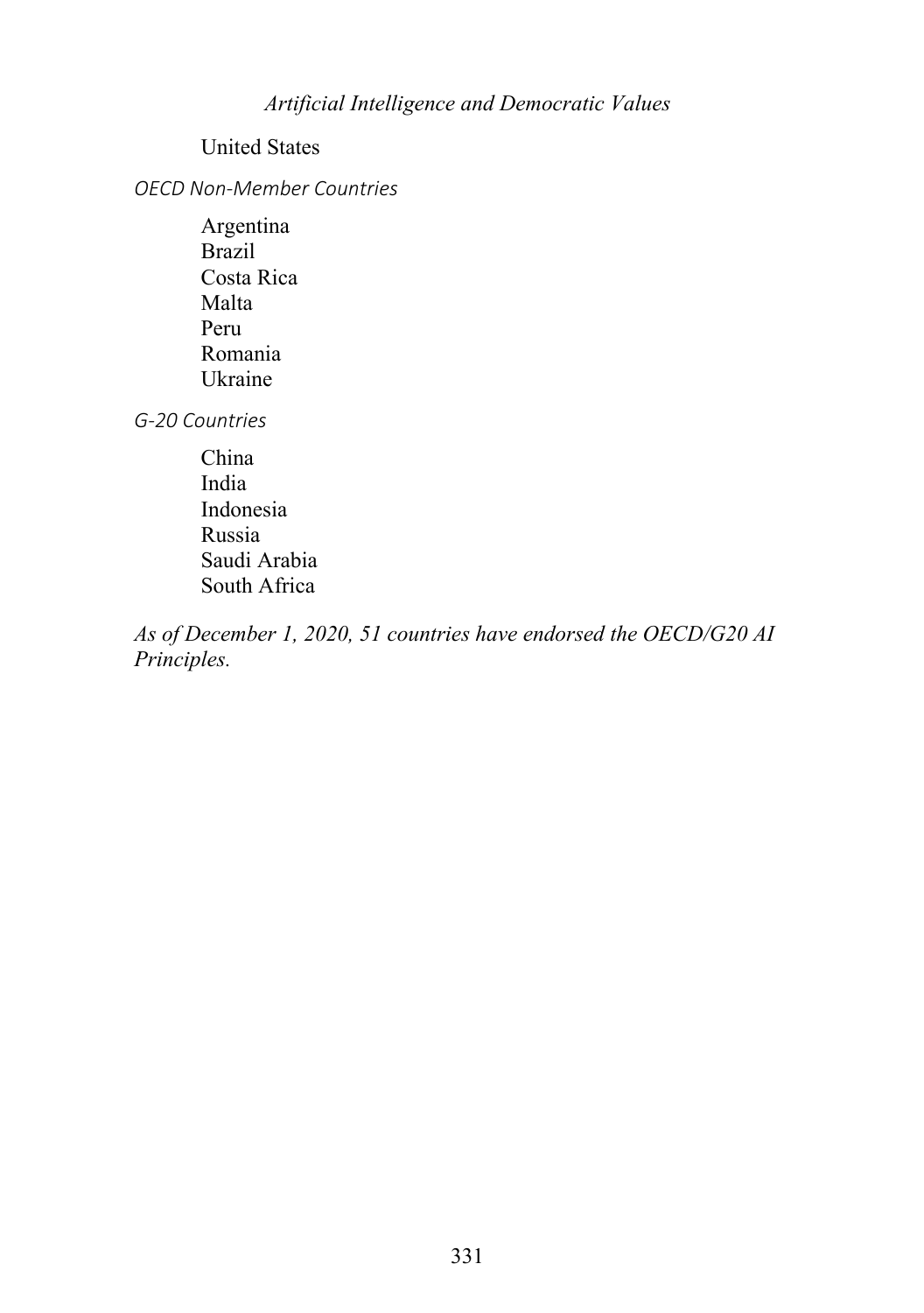United States

*OECD Non-Member Countries*

Argentina
Brazil
Costa Rica
Malta
Peru
Romania
Ukraine

*G-20 Countries*

China
India
Indonesia
Russia
Saudi Arabia
South Africa

*As of December 1, 2020, 51 countries have endorsed the OECD/G20 AI Principles.*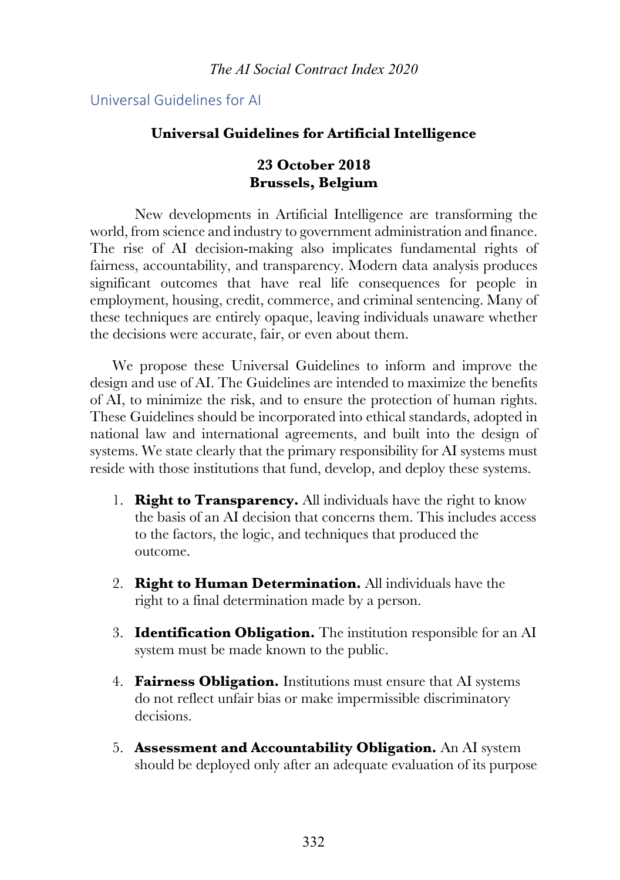## Universal Guidelines for AI

**Universal Guidelines for Artificial Intelligence**

**23 October 2018**
**Brussels, Belgium**

New developments in Artificial Intelligence are transforming the world, from science and industry to government administration and finance. The rise of AI decision-making also implicates fundamental rights of fairness, accountability, and transparency. Modern data analysis produces significant outcomes that have real life consequences for people in employment, housing, credit, commerce, and criminal sentencing. Many of these techniques are entirely opaque, leaving individuals unaware whether the decisions were accurate, fair, or even about them.

We propose these Universal Guidelines to inform and improve the design and use of AI. The Guidelines are intended to maximize the benefits of AI, to minimize the risk, and to ensure the protection of human rights. These Guidelines should be incorporated into ethical standards, adopted in national law and international agreements, and built into the design of systems. We state clearly that the primary responsibility for AI systems must reside with those institutions that fund, develop, and deploy these systems.

1. **Right to Transparency.** All individuals have the right to know the basis of an AI decision that concerns them. This includes access to the factors, the logic, and techniques that produced the outcome.

2. **Right to Human Determination.** All individuals have the right to a final determination made by a person.

3. **Identification Obligation.** The institution responsible for an AI system must be made known to the public.

4. **Fairness Obligation.** Institutions must ensure that AI systems do not reflect unfair bias or make impermissible discriminatory decisions.

5. **Assessment and Accountability Obligation.** An AI system should be deployed only after an adequate evaluation of its purpose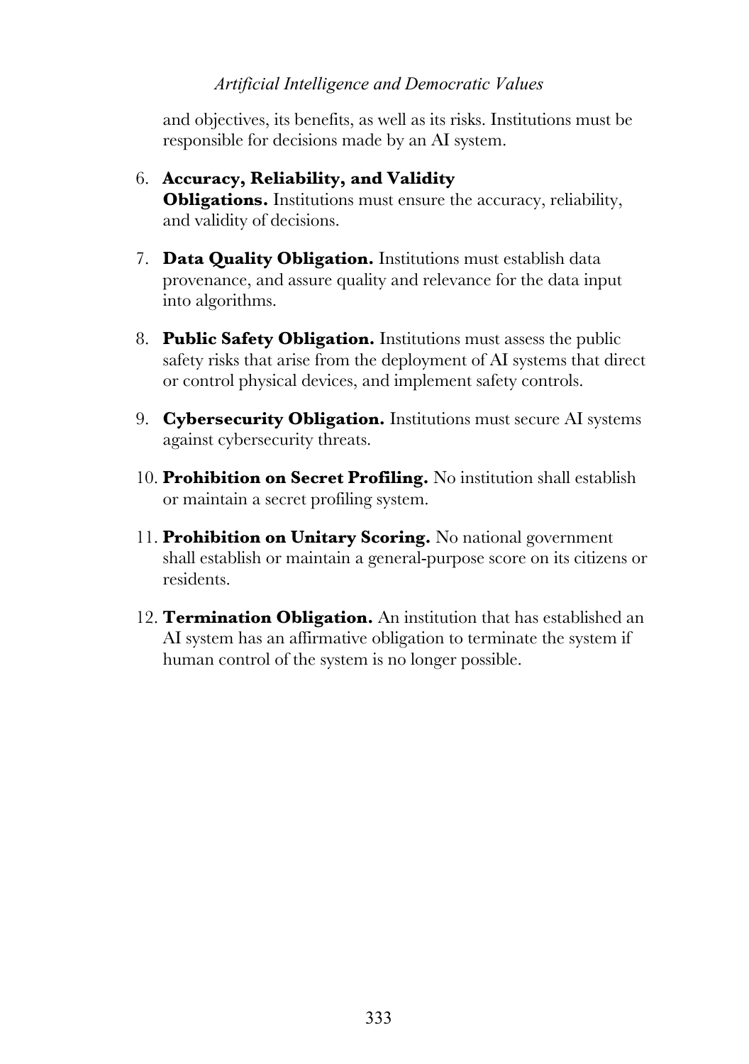and objectives, its benefits, as well as its risks. Institutions must be responsible for decisions made by an AI system.

6. **Accuracy, Reliability, and Validity Obligations.** Institutions must ensure the accuracy, reliability, and validity of decisions.

7. **Data Quality Obligation.** Institutions must establish data provenance, and assure quality and relevance for the data input into algorithms.

8. **Public Safety Obligation.** Institutions must assess the public safety risks that arise from the deployment of AI systems that direct or control physical devices, and implement safety controls.

9. **Cybersecurity Obligation.** Institutions must secure AI systems against cybersecurity threats.

10. **Prohibition on Secret Profiling.** No institution shall establish or maintain a secret profiling system.

11. **Prohibition on Unitary Scoring.** No national government shall establish or maintain a general-purpose score on its citizens or residents.

12. **Termination Obligation.** An institution that has established an AI system has an affirmative obligation to terminate the system if human control of the system is no longer possible.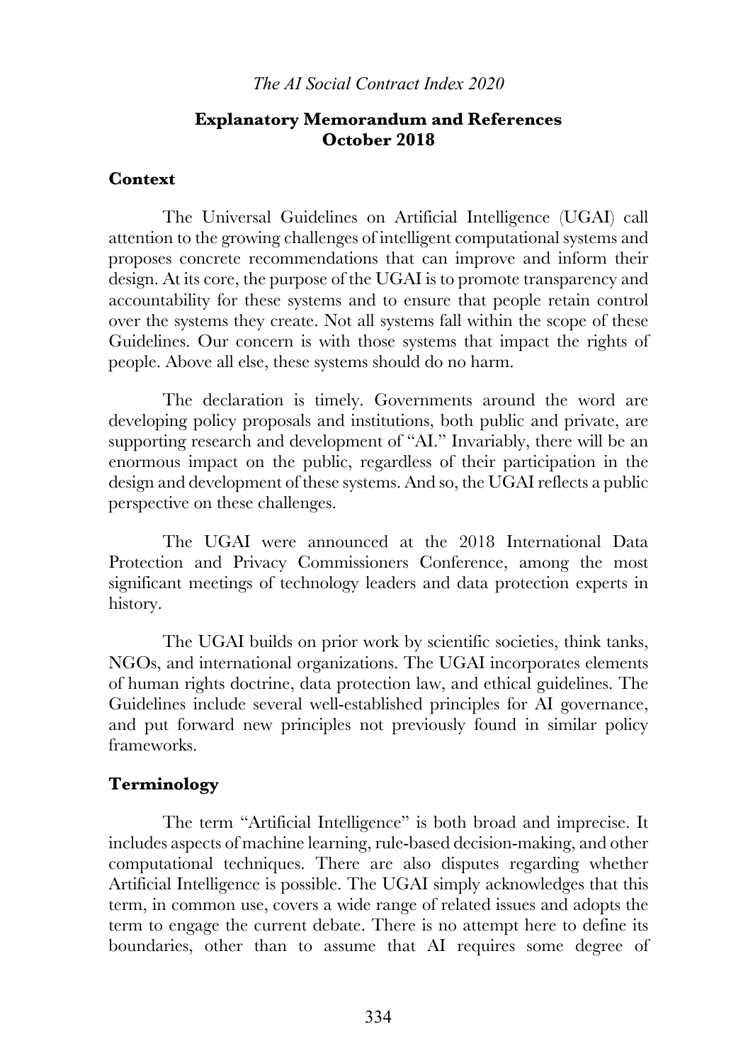## Explanatory Memorandum and References
## October 2018

### Context

The Universal Guidelines on Artificial Intelligence (UGAI) call attention to the growing challenges of intelligent computational systems and proposes concrete recommendations that can improve and inform their design. At its core, the purpose of the UGAI is to promote transparency and accountability for these systems and to ensure that people retain control over the systems they create. Not all systems fall within the scope of these Guidelines. Our concern is with those systems that impact the rights of people. Above all else, these systems should do no harm.

The declaration is timely. Governments around the word are developing policy proposals and institutions, both public and private, are supporting research and development of "AI." Invariably, there will be an enormous impact on the public, regardless of their participation in the design and development of these systems. And so, the UGAI reflects a public perspective on these challenges.

The UGAI were announced at the 2018 International Data Protection and Privacy Commissioners Conference, among the most significant meetings of technology leaders and data protection experts in history.

The UGAI builds on prior work by scientific societies, think tanks, NGOs, and international organizations. The UGAI incorporates elements of human rights doctrine, data protection law, and ethical guidelines. The Guidelines include several well-established principles for AI governance, and put forward new principles not previously found in similar policy frameworks.

### Terminology

The term "Artificial Intelligence" is both broad and imprecise. It includes aspects of machine learning, rule-based decision-making, and other computational techniques. There are also disputes regarding whether Artificial Intelligence is possible. The UGAI simply acknowledges that this term, in common use, covers a wide range of related issues and adopts the term to engage the current debate. There is no attempt here to define its boundaries, other than to assume that AI requires some degree of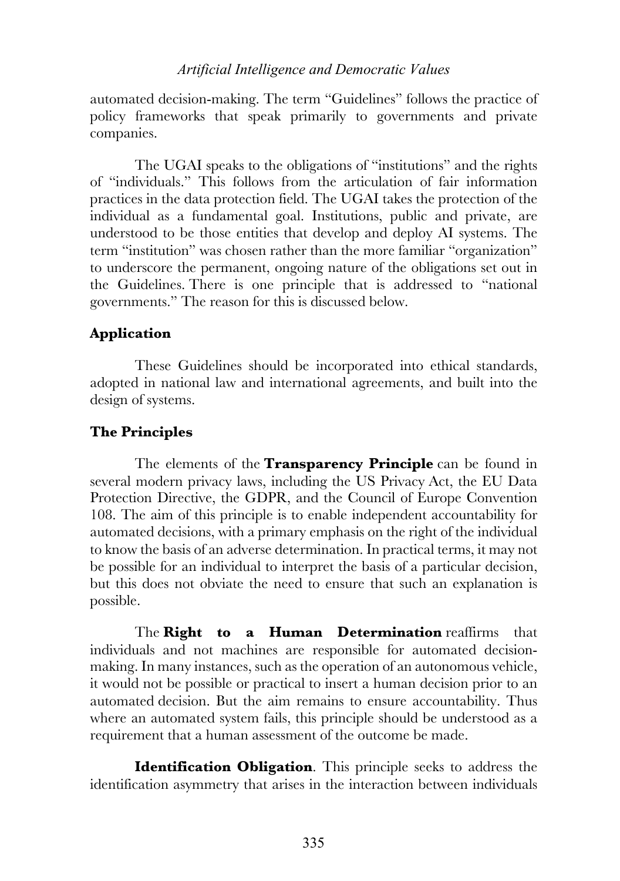automated decision-making. The term "Guidelines" follows the practice of policy frameworks that speak primarily to governments and private companies.

The UGAI speaks to the obligations of "institutions" and the rights of "individuals." This follows from the articulation of fair information practices in the data protection field. The UGAI takes the protection of the individual as a fundamental goal. Institutions, public and private, are understood to be those entities that develop and deploy AI systems. The term "institution" was chosen rather than the more familiar "organization" to underscore the permanent, ongoing nature of the obligations set out in the Guidelines. There is one principle that is addressed to "national governments." The reason for this is discussed below.

## Application

These Guidelines should be incorporated into ethical standards, adopted in national law and international agreements, and built into the design of systems.

## The Principles

The elements of the **Transparency Principle** can be found in several modern privacy laws, including the US Privacy Act, the EU Data Protection Directive, the GDPR, and the Council of Europe Convention 108. The aim of this principle is to enable independent accountability for automated decisions, with a primary emphasis on the right of the individual to know the basis of an adverse determination. In practical terms, it may not be possible for an individual to interpret the basis of a particular decision, but this does not obviate the need to ensure that such an explanation is possible.

The **Right to a Human Determination** reaffirms that individuals and not machines are responsible for automated decision-making. In many instances, such as the operation of an autonomous vehicle, it would not be possible or practical to insert a human decision prior to an automated decision. But the aim remains to ensure accountability. Thus where an automated system fails, this principle should be understood as a requirement that a human assessment of the outcome be made.

**Identification Obligation**. This principle seeks to address the identification asymmetry that arises in the interaction between individuals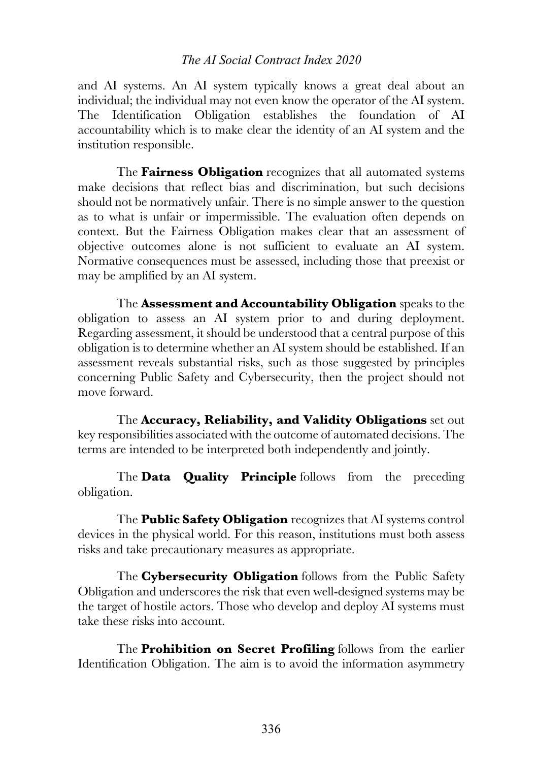and AI systems. An AI system typically knows a great deal about an individual; the individual may not even know the operator of the AI system. The Identification Obligation establishes the foundation of AI accountability which is to make clear the identity of an AI system and the institution responsible.

The **Fairness Obligation** recognizes that all automated systems make decisions that reflect bias and discrimination, but such decisions should not be normatively unfair. There is no simple answer to the question as to what is unfair or impermissible. The evaluation often depends on context. But the Fairness Obligation makes clear that an assessment of objective outcomes alone is not sufficient to evaluate an AI system. Normative consequences must be assessed, including those that preexist or may be amplified by an AI system.

The **Assessment and Accountability Obligation** speaks to the obligation to assess an AI system prior to and during deployment. Regarding assessment, it should be understood that a central purpose of this obligation is to determine whether an AI system should be established. If an assessment reveals substantial risks, such as those suggested by principles concerning Public Safety and Cybersecurity, then the project should not move forward.

The **Accuracy, Reliability, and Validity Obligations** set out key responsibilities associated with the outcome of automated decisions. The terms are intended to be interpreted both independently and jointly.

The **Data Quality Principle** follows from the preceding obligation.

The **Public Safety Obligation** recognizes that AI systems control devices in the physical world. For this reason, institutions must both assess risks and take precautionary measures as appropriate.

The **Cybersecurity Obligation** follows from the Public Safety Obligation and underscores the risk that even well-designed systems may be the target of hostile actors. Those who develop and deploy AI systems must take these risks into account.

The **Prohibition on Secret Profiling** follows from the earlier Identification Obligation. The aim is to avoid the information asymmetry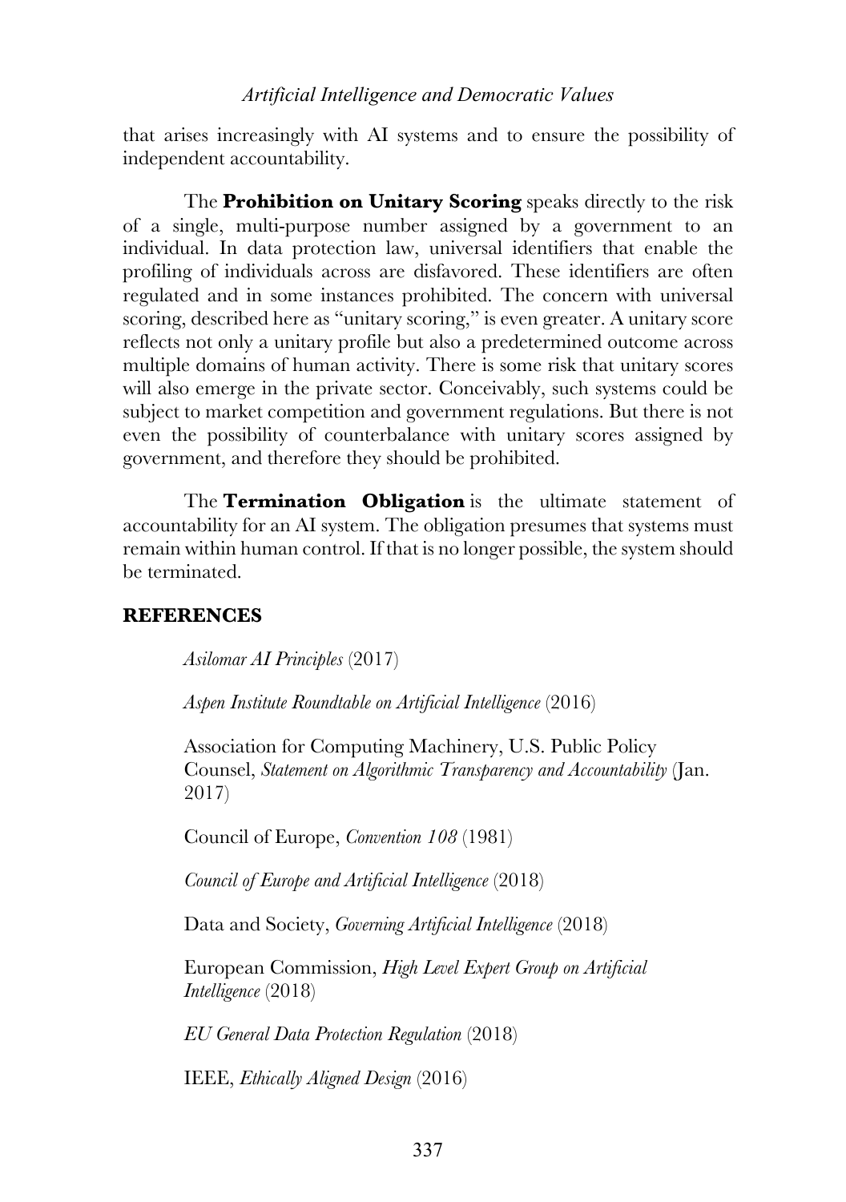that arises increasingly with AI systems and to ensure the possibility of independent accountability.

The **Prohibition on Unitary Scoring** speaks directly to the risk of a single, multi-purpose number assigned by a government to an individual. In data protection law, universal identifiers that enable the profiling of individuals across are disfavored. These identifiers are often regulated and in some instances prohibited. The concern with universal scoring, described here as "unitary scoring," is even greater. A unitary score reflects not only a unitary profile but also a predetermined outcome across multiple domains of human activity. There is some risk that unitary scores will also emerge in the private sector. Conceivably, such systems could be subject to market competition and government regulations. But there is not even the possibility of counterbalance with unitary scores assigned by government, and therefore they should be prohibited.

The **Termination Obligation** is the ultimate statement of accountability for an AI system. The obligation presumes that systems must remain within human control. If that is no longer possible, the system should be terminated.

## REFERENCES

*Asilomar AI Principles* (2017)

*Aspen Institute Roundtable on Artificial Intelligence* (2016)

Association for Computing Machinery, U.S. Public Policy Counsel, *Statement on Algorithmic Transparency and Accountability* (Jan. 2017)

Council of Europe, *Convention 108* (1981)

*Council of Europe and Artificial Intelligence* (2018)

Data and Society, *Governing Artificial Intelligence* (2018)

European Commission, *High Level Expert Group on Artificial Intelligence* (2018)

*EU General Data Protection Regulation* (2018)

IEEE, *Ethically Aligned Design* (2016)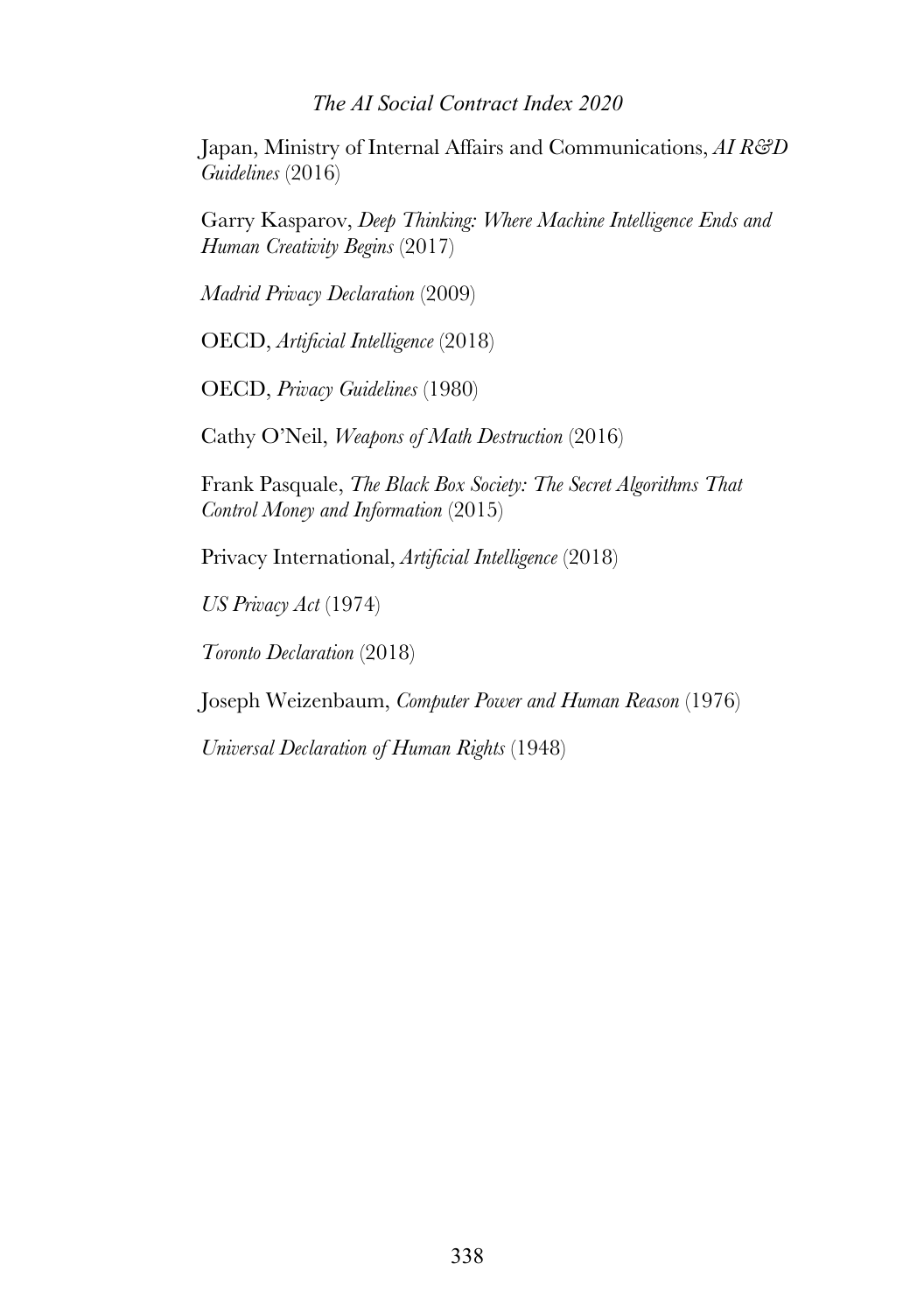Japan, Ministry of Internal Affairs and Communications, *AI R&D Guidelines* (2016)

Garry Kasparov, *Deep Thinking: Where Machine Intelligence Ends and Human Creativity Begins* (2017)

*Madrid Privacy Declaration* (2009)

OECD, *Artificial Intelligence* (2018)

OECD, *Privacy Guidelines* (1980)

Cathy O'Neil, *Weapons of Math Destruction* (2016)

Frank Pasquale, *The Black Box Society: The Secret Algorithms That Control Money and Information* (2015)

Privacy International, *Artificial Intelligence* (2018)

*US Privacy Act* (1974)

*Toronto Declaration* (2018)

Joseph Weizenbaum, *Computer Power and Human Reason* (1976)

*Universal Declaration of Human Rights* (1948)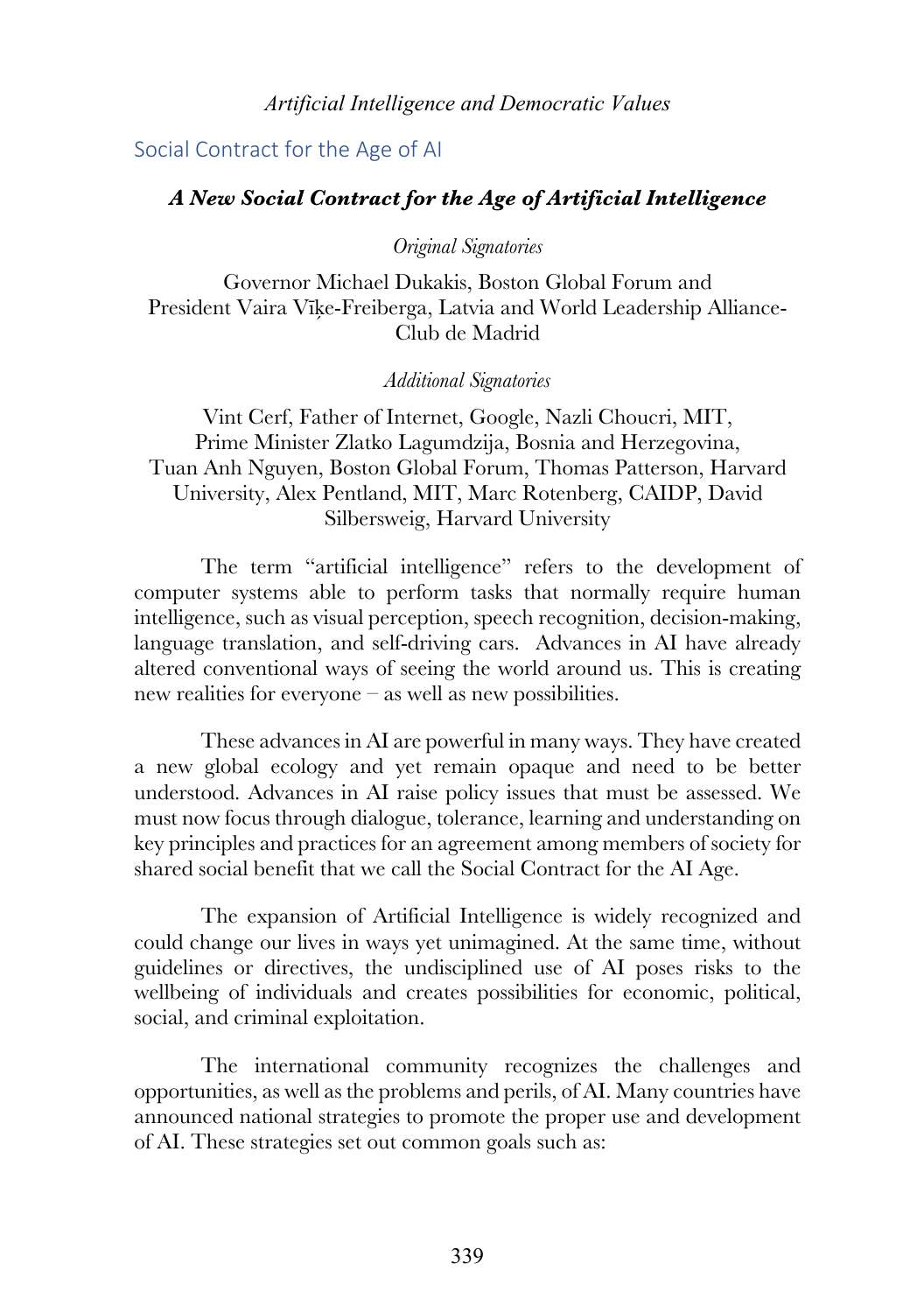## Social Contract for the Age of AI

### *A New Social Contract for the Age of Artificial Intelligence*

*Original Signatories*

Governor Michael Dukakis, Boston Global Forum and President Vaira Vīķe-Freiberga, Latvia and World Leadership Alliance-Club de Madrid

*Additional Signatories*

Vint Cerf, Father of Internet, Google, Nazli Choucri, MIT, Prime Minister Zlatko Lagumdzija, Bosnia and Herzegovina, Tuan Anh Nguyen, Boston Global Forum, Thomas Patterson, Harvard University, Alex Pentland, MIT, Marc Rotenberg, CAIDP, David Silbersweig, Harvard University

The term "artificial intelligence" refers to the development of computer systems able to perform tasks that normally require human intelligence, such as visual perception, speech recognition, decision-making, language translation, and self-driving cars. Advances in AI have already altered conventional ways of seeing the world around us. This is creating new realities for everyone – as well as new possibilities.

These advances in AI are powerful in many ways. They have created a new global ecology and yet remain opaque and need to be better understood. Advances in AI raise policy issues that must be assessed. We must now focus through dialogue, tolerance, learning and understanding on key principles and practices for an agreement among members of society for shared social benefit that we call the Social Contract for the AI Age.

The expansion of Artificial Intelligence is widely recognized and could change our lives in ways yet unimagined. At the same time, without guidelines or directives, the undisciplined use of AI poses risks to the wellbeing of individuals and creates possibilities for economic, political, social, and criminal exploitation.

The international community recognizes the challenges and opportunities, as well as the problems and perils, of AI. Many countries have announced national strategies to promote the proper use and development of AI. These strategies set out common goals such as: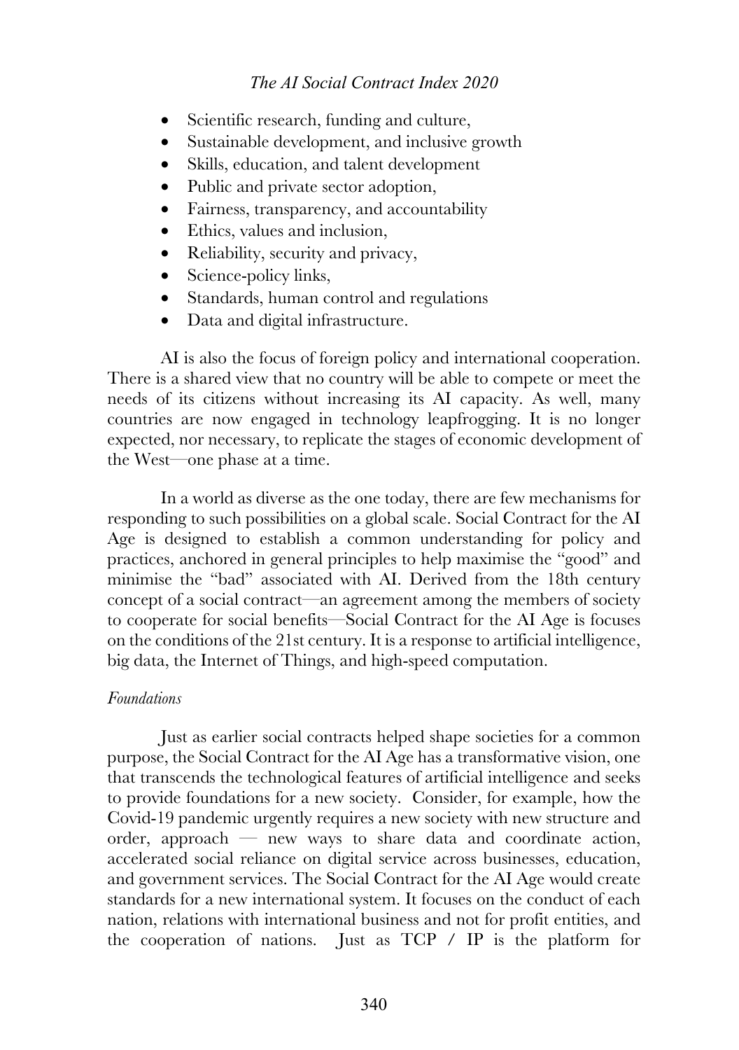- Scientific research, funding and culture,
- Sustainable development, and inclusive growth
- Skills, education, and talent development
- Public and private sector adoption,
- Fairness, transparency, and accountability
- Ethics, values and inclusion,
- Reliability, security and privacy,
- Science-policy links,
- Standards, human control and regulations
- Data and digital infrastructure.

AI is also the focus of foreign policy and international cooperation. There is a shared view that no country will be able to compete or meet the needs of its citizens without increasing its AI capacity. As well, many countries are now engaged in technology leapfrogging. It is no longer expected, nor necessary, to replicate the stages of economic development of the West—one phase at a time.

In a world as diverse as the one today, there are few mechanisms for responding to such possibilities on a global scale. Social Contract for the AI Age is designed to establish a common understanding for policy and practices, anchored in general principles to help maximise the "good" and minimise the "bad" associated with AI. Derived from the 18th century concept of a social contract—an agreement among the members of society to cooperate for social benefits—Social Contract for the AI Age is focuses on the conditions of the 21st century. It is a response to artificial intelligence, big data, the Internet of Things, and high-speed computation.

*Foundations*

Just as earlier social contracts helped shape societies for a common purpose, the Social Contract for the AI Age has a transformative vision, one that transcends the technological features of artificial intelligence and seeks to provide foundations for a new society. Consider, for example, how the Covid-19 pandemic urgently requires a new society with new structure and order, approach — new ways to share data and coordinate action, accelerated social reliance on digital service across businesses, education, and government services. The Social Contract for the AI Age would create standards for a new international system. It focuses on the conduct of each nation, relations with international business and not for profit entities, and the cooperation of nations. Just as TCP / IP is the platform for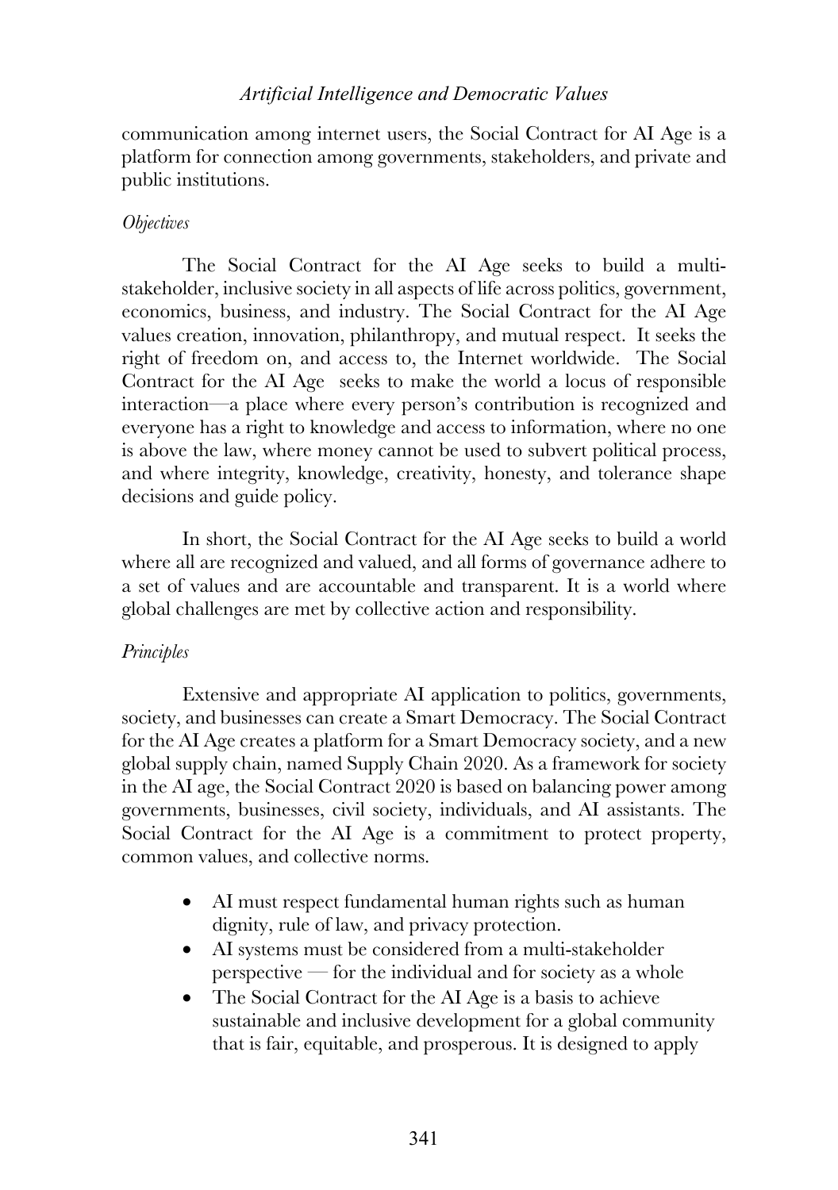communication among internet users, the Social Contract for AI Age is a platform for connection among governments, stakeholders, and private and public institutions.

*Objectives*

The Social Contract for the AI Age seeks to build a multi-stakeholder, inclusive society in all aspects of life across politics, government, economics, business, and industry. The Social Contract for the AI Age values creation, innovation, philanthropy, and mutual respect. It seeks the right of freedom on, and access to, the Internet worldwide. The Social Contract for the AI Age seeks to make the world a locus of responsible interaction—a place where every person's contribution is recognized and everyone has a right to knowledge and access to information, where no one is above the law, where money cannot be used to subvert political process, and where integrity, knowledge, creativity, honesty, and tolerance shape decisions and guide policy.

In short, the Social Contract for the AI Age seeks to build a world where all are recognized and valued, and all forms of governance adhere to a set of values and are accountable and transparent. It is a world where global challenges are met by collective action and responsibility.

*Principles*

Extensive and appropriate AI application to politics, governments, society, and businesses can create a Smart Democracy. The Social Contract for the AI Age creates a platform for a Smart Democracy society, and a new global supply chain, named Supply Chain 2020. As a framework for society in the AI age, the Social Contract 2020 is based on balancing power among governments, businesses, civil society, individuals, and AI assistants. The Social Contract for the AI Age is a commitment to protect property, common values, and collective norms.

- AI must respect fundamental human rights such as human dignity, rule of law, and privacy protection.
- AI systems must be considered from a multi-stakeholder perspective — for the individual and for society as a whole
- The Social Contract for the AI Age is a basis to achieve sustainable and inclusive development for a global community that is fair, equitable, and prosperous. It is designed to apply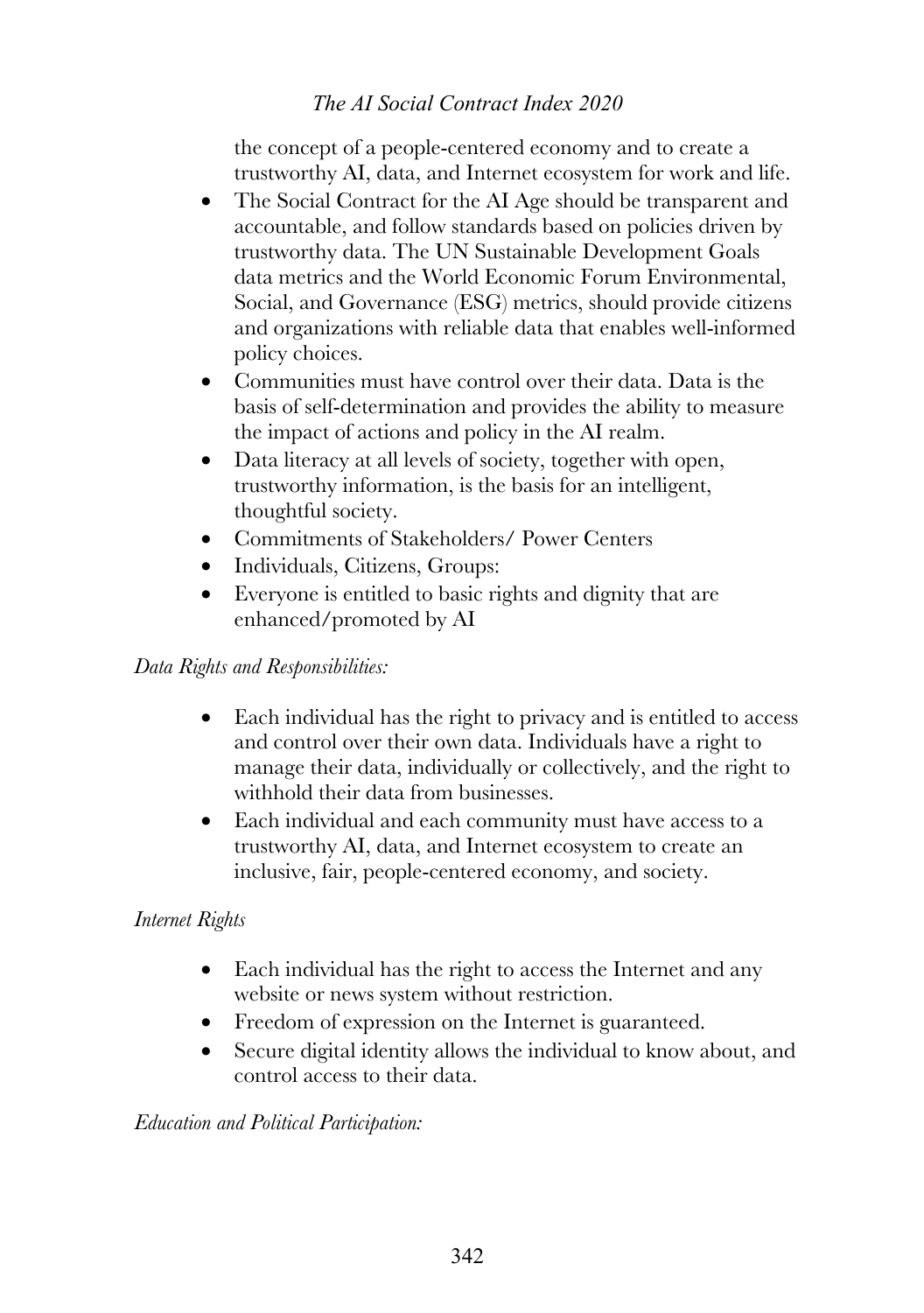the concept of a people-centered economy and to create a trustworthy AI, data, and Internet ecosystem for work and life.

- The Social Contract for the AI Age should be transparent and accountable, and follow standards based on policies driven by trustworthy data. The UN Sustainable Development Goals data metrics and the World Economic Forum Environmental, Social, and Governance (ESG) metrics, should provide citizens and organizations with reliable data that enables well-informed policy choices.
- Communities must have control over their data. Data is the basis of self-determination and provides the ability to measure the impact of actions and policy in the AI realm.
- Data literacy at all levels of society, together with open, trustworthy information, is the basis for an intelligent, thoughtful society.
- Commitments of Stakeholders/ Power Centers
- Individuals, Citizens, Groups:
- Everyone is entitled to basic rights and dignity that are enhanced/promoted by AI

*Data Rights and Responsibilities:*

- Each individual has the right to privacy and is entitled to access and control over their own data. Individuals have a right to manage their data, individually or collectively, and the right to withhold their data from businesses.
- Each individual and each community must have access to a trustworthy AI, data, and Internet ecosystem to create an inclusive, fair, people-centered economy, and society.

*Internet Rights*

- Each individual has the right to access the Internet and any website or news system without restriction.
- Freedom of expression on the Internet is guaranteed.
- Secure digital identity allows the individual to know about, and control access to their data.

*Education and Political Participation:*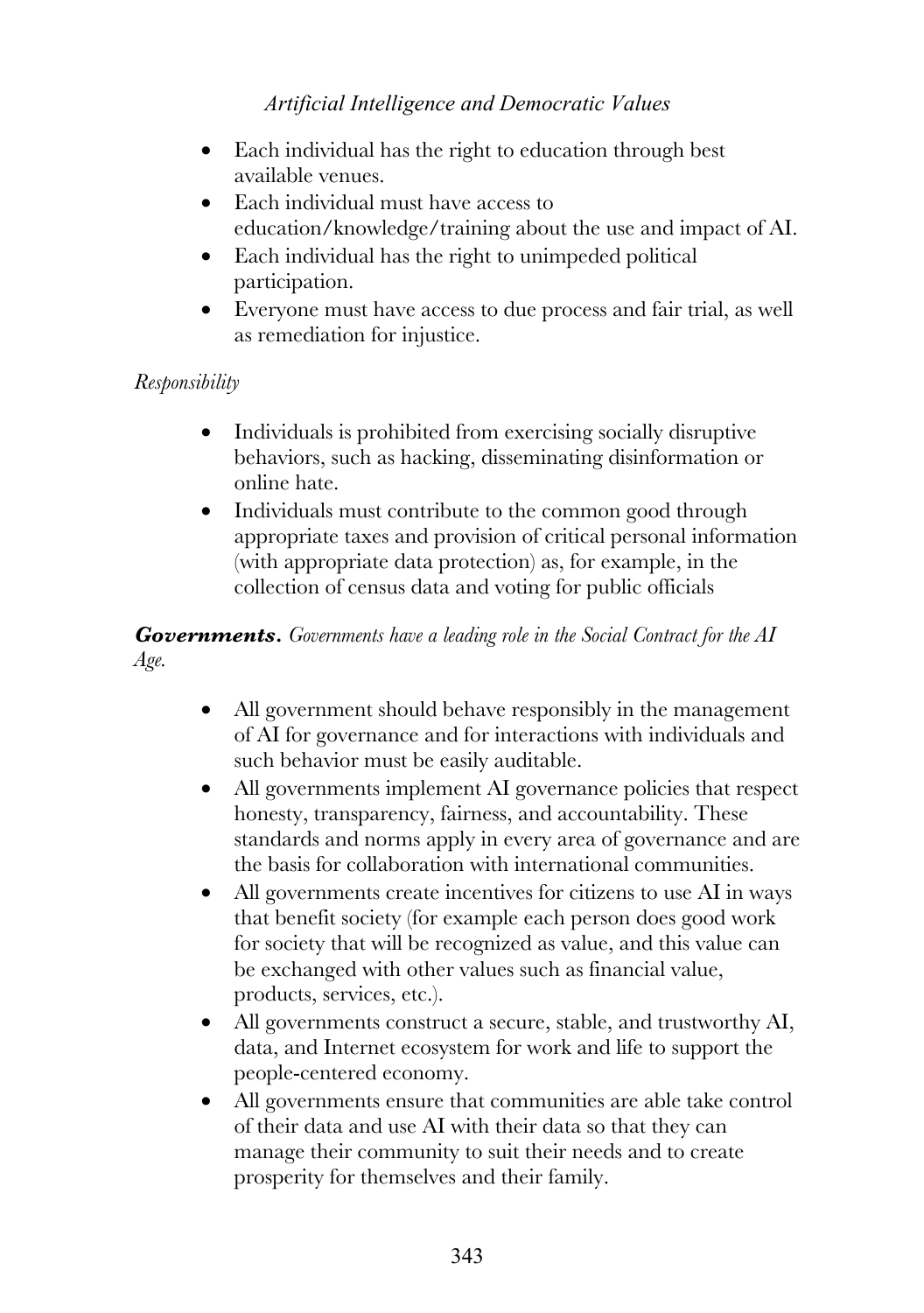- Each individual has the right to education through best available venues.
- Each individual must have access to education/knowledge/training about the use and impact of AI.
- Each individual has the right to unimpeded political participation.
- Everyone must have access to due process and fair trial, as well as remediation for injustice.

*Responsibility*

- Individuals is prohibited from exercising socially disruptive behaviors, such as hacking, disseminating disinformation or online hate.
- Individuals must contribute to the common good through appropriate taxes and provision of critical personal information (with appropriate data protection) as, for example, in the collection of census data and voting for public officials

***Governments.*** *Governments have a leading role in the Social Contract for the AI Age.*

- All government should behave responsibly in the management of AI for governance and for interactions with individuals and such behavior must be easily auditable.
- All governments implement AI governance policies that respect honesty, transparency, fairness, and accountability. These standards and norms apply in every area of governance and are the basis for collaboration with international communities.
- All governments create incentives for citizens to use AI in ways that benefit society (for example each person does good work for society that will be recognized as value, and this value can be exchanged with other values such as financial value, products, services, etc.).
- All governments construct a secure, stable, and trustworthy AI, data, and Internet ecosystem for work and life to support the people-centered economy.
- All governments ensure that communities are able take control of their data and use AI with their data so that they can manage their community to suit their needs and to create prosperity for themselves and their family.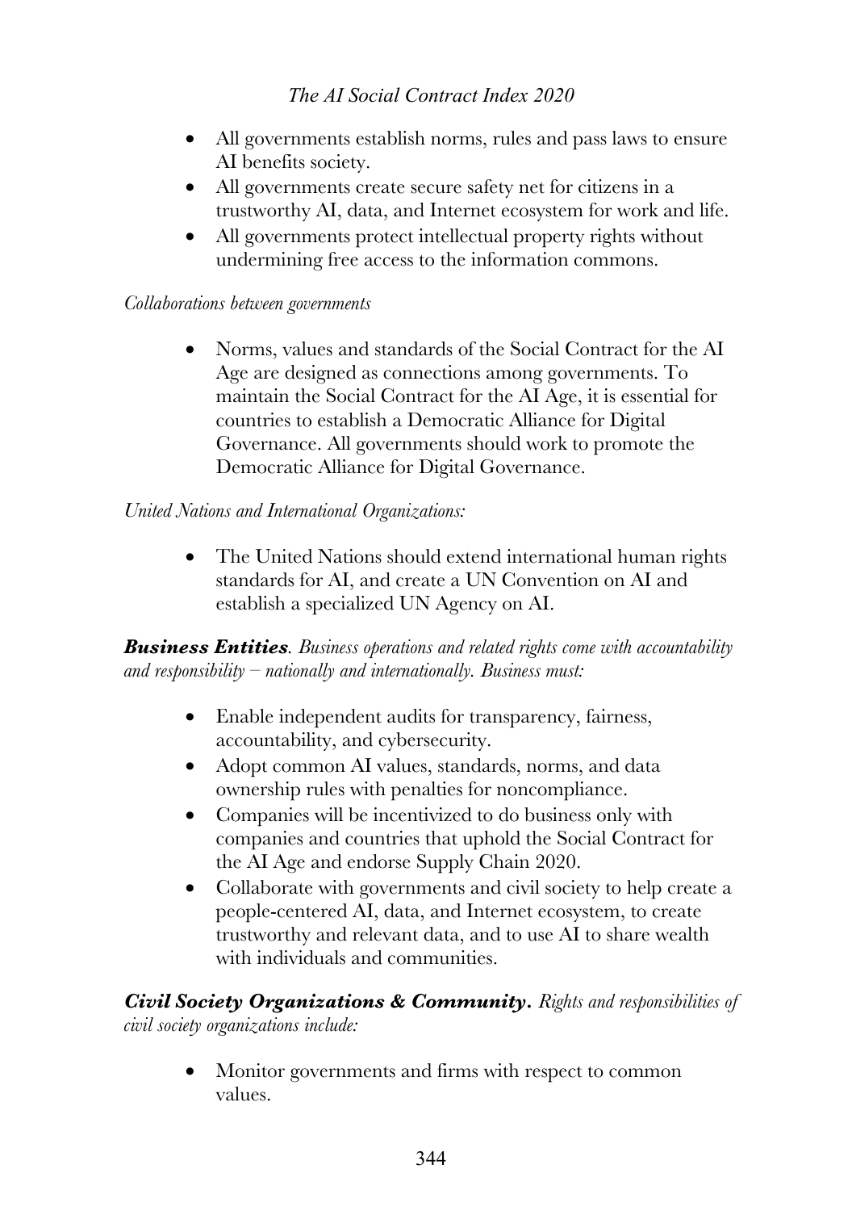- All governments establish norms, rules and pass laws to ensure AI benefits society.
- All governments create secure safety net for citizens in a trustworthy AI, data, and Internet ecosystem for work and life.
- All governments protect intellectual property rights without undermining free access to the information commons.

*Collaborations between governments*

- Norms, values and standards of the Social Contract for the AI Age are designed as connections among governments. To maintain the Social Contract for the AI Age, it is essential for countries to establish a Democratic Alliance for Digital Governance. All governments should work to promote the Democratic Alliance for Digital Governance.

*United Nations and International Organizations:*

- The United Nations should extend international human rights standards for AI, and create a UN Convention on AI and establish a specialized UN Agency on AI.

***Business Entities****. Business operations and related rights come with accountability and responsibility – nationally and internationally. Business must:*

- Enable independent audits for transparency, fairness, accountability, and cybersecurity.
- Adopt common AI values, standards, norms, and data ownership rules with penalties for noncompliance.
- Companies will be incentivized to do business only with companies and countries that uphold the Social Contract for the AI Age and endorse Supply Chain 2020.
- Collaborate with governments and civil society to help create a people-centered AI, data, and Internet ecosystem, to create trustworthy and relevant data, and to use AI to share wealth with individuals and communities.

***Civil Society Organizations & Community****. Rights and responsibilities of civil society organizations include:*

- Monitor governments and firms with respect to common values.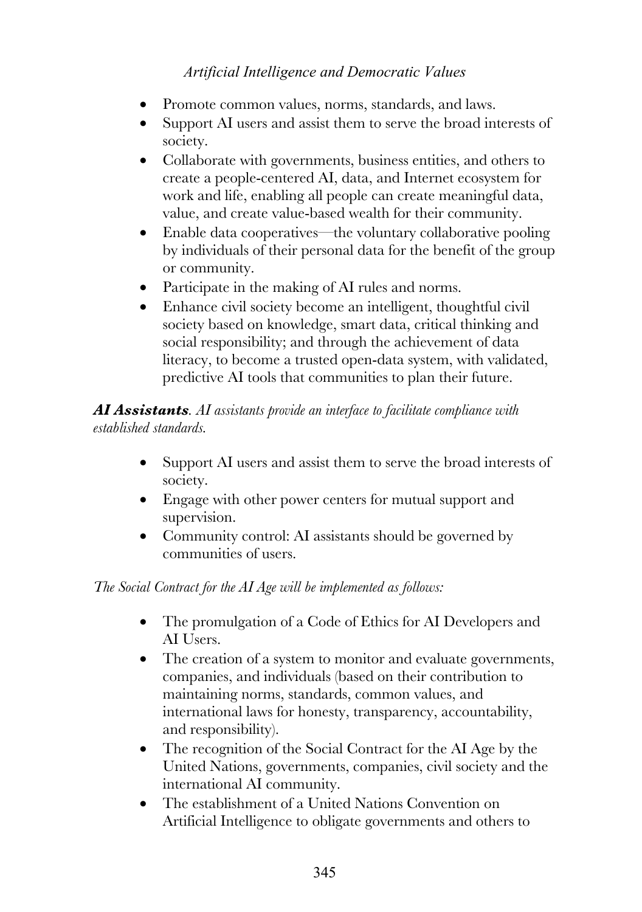- Promote common values, norms, standards, and laws.
- Support AI users and assist them to serve the broad interests of society.
- Collaborate with governments, business entities, and others to create a people-centered AI, data, and Internet ecosystem for work and life, enabling all people can create meaningful data, value, and create value-based wealth for their community.
- Enable data cooperatives—the voluntary collaborative pooling by individuals of their personal data for the benefit of the group or community.
- Participate in the making of AI rules and norms.
- Enhance civil society become an intelligent, thoughtful civil society based on knowledge, smart data, critical thinking and social responsibility; and through the achievement of data literacy, to become a trusted open-data system, with validated, predictive AI tools that communities to plan their future.

***AI Assistants**. AI assistants provide an interface to facilitate compliance with established standards.*

- Support AI users and assist them to serve the broad interests of society.
- Engage with other power centers for mutual support and supervision.
- Community control: AI assistants should be governed by communities of users.

*The Social Contract for the AI Age will be implemented as follows:*

- The promulgation of a Code of Ethics for AI Developers and AI Users.
- The creation of a system to monitor and evaluate governments, companies, and individuals (based on their contribution to maintaining norms, standards, common values, and international laws for honesty, transparency, accountability, and responsibility).
- The recognition of the Social Contract for the AI Age by the United Nations, governments, companies, civil society and the international AI community.
- The establishment of a United Nations Convention on Artificial Intelligence to obligate governments and others to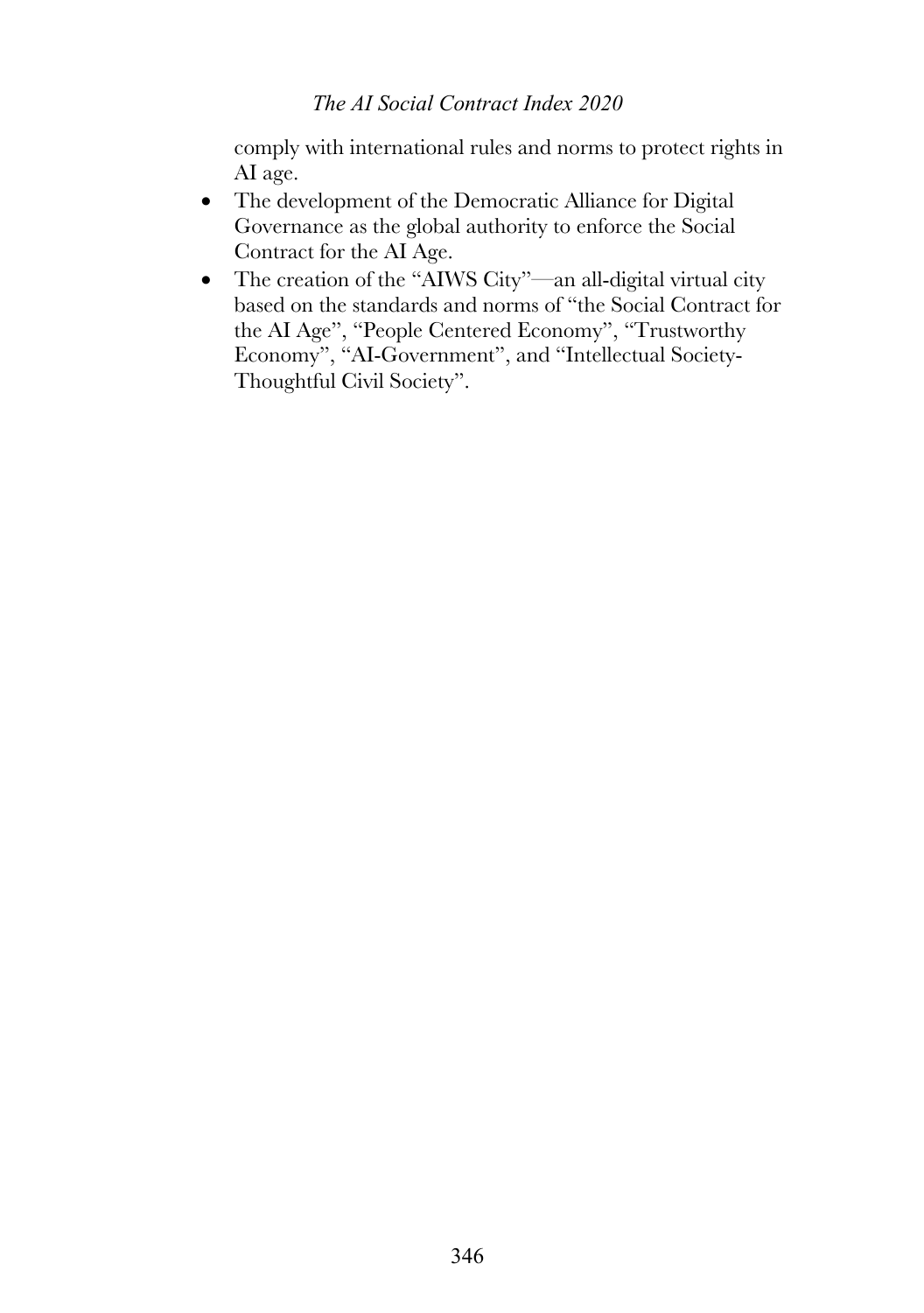comply with international rules and norms to protect rights in AI age.

- The development of the Democratic Alliance for Digital Governance as the global authority to enforce the Social Contract for the AI Age.
- The creation of the "AIWS City"—an all-digital virtual city based on the standards and norms of "the Social Contract for the AI Age", "People Centered Economy", "Trustworthy Economy", "AI-Government", and "Intellectual Society-Thoughtful Civil Society".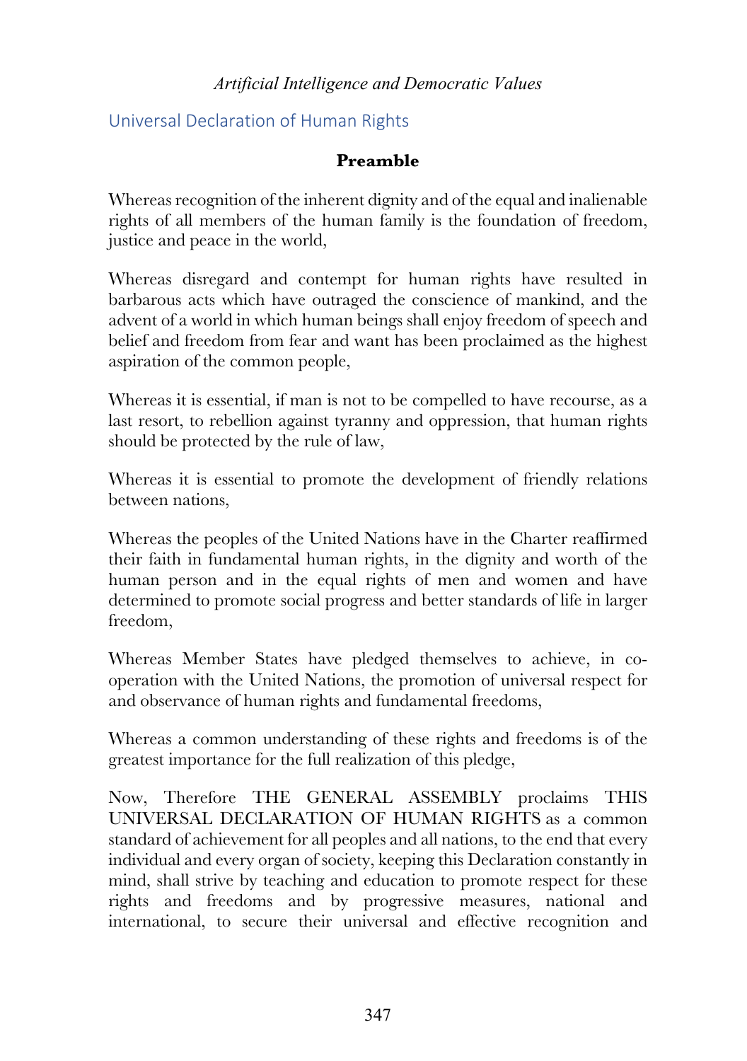## Universal Declaration of Human Rights

### Preamble

Whereas recognition of the inherent dignity and of the equal and inalienable rights of all members of the human family is the foundation of freedom, justice and peace in the world,

Whereas disregard and contempt for human rights have resulted in barbarous acts which have outraged the conscience of mankind, and the advent of a world in which human beings shall enjoy freedom of speech and belief and freedom from fear and want has been proclaimed as the highest aspiration of the common people,

Whereas it is essential, if man is not to be compelled to have recourse, as a last resort, to rebellion against tyranny and oppression, that human rights should be protected by the rule of law,

Whereas it is essential to promote the development of friendly relations between nations,

Whereas the peoples of the United Nations have in the Charter reaffirmed their faith in fundamental human rights, in the dignity and worth of the human person and in the equal rights of men and women and have determined to promote social progress and better standards of life in larger freedom,

Whereas Member States have pledged themselves to achieve, in co-operation with the United Nations, the promotion of universal respect for and observance of human rights and fundamental freedoms,

Whereas a common understanding of these rights and freedoms is of the greatest importance for the full realization of this pledge,

Now, Therefore THE GENERAL ASSEMBLY proclaims THIS UNIVERSAL DECLARATION OF HUMAN RIGHTS as a common standard of achievement for all peoples and all nations, to the end that every individual and every organ of society, keeping this Declaration constantly in mind, shall strive by teaching and education to promote respect for these rights and freedoms and by progressive measures, national and international, to secure their universal and effective recognition and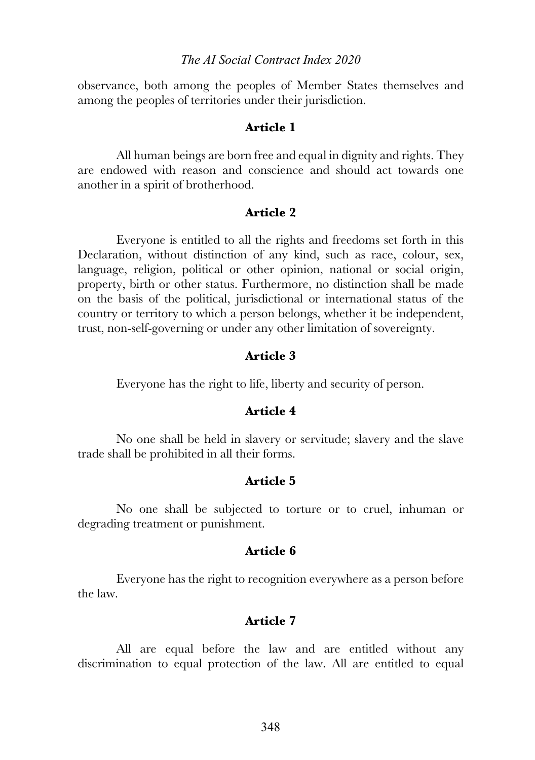observance, both among the peoples of Member States themselves and among the peoples of territories under their jurisdiction.

### Article 1

All human beings are born free and equal in dignity and rights. They are endowed with reason and conscience and should act towards one another in a spirit of brotherhood.

### Article 2

Everyone is entitled to all the rights and freedoms set forth in this Declaration, without distinction of any kind, such as race, colour, sex, language, religion, political or other opinion, national or social origin, property, birth or other status. Furthermore, no distinction shall be made on the basis of the political, jurisdictional or international status of the country or territory to which a person belongs, whether it be independent, trust, non-self-governing or under any other limitation of sovereignty.

### Article 3

Everyone has the right to life, liberty and security of person.

### Article 4

No one shall be held in slavery or servitude; slavery and the slave trade shall be prohibited in all their forms.

### Article 5

No one shall be subjected to torture or to cruel, inhuman or degrading treatment or punishment.

### Article 6

Everyone has the right to recognition everywhere as a person before the law.

### Article 7

All are equal before the law and are entitled without any discrimination to equal protection of the law. All are entitled to equal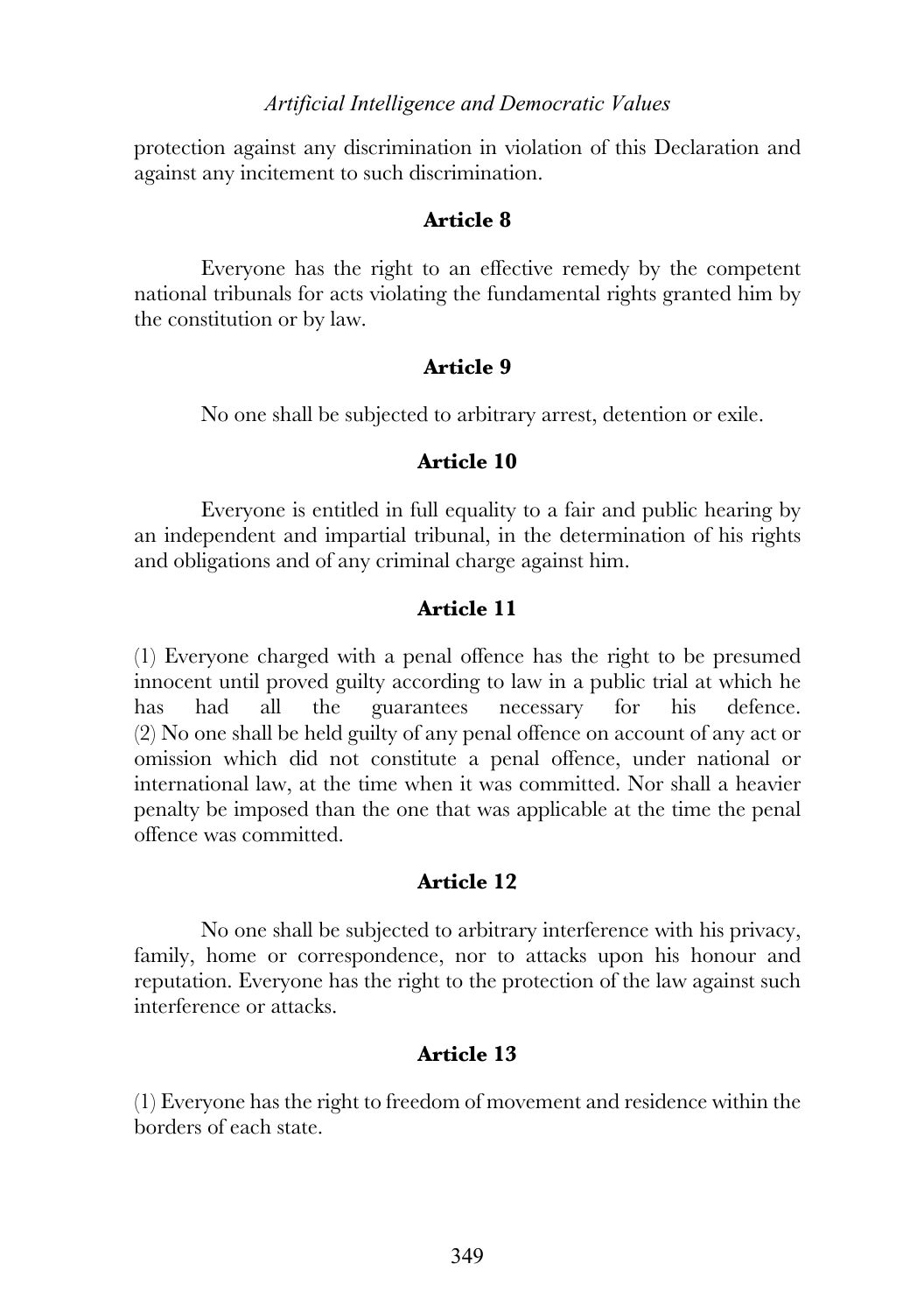protection against any discrimination in violation of this Declaration and against any incitement to such discrimination.

**Article 8**

Everyone has the right to an effective remedy by the competent national tribunals for acts violating the fundamental rights granted him by the constitution or by law.

**Article 9**

No one shall be subjected to arbitrary arrest, detention or exile.

**Article 10**

Everyone is entitled in full equality to a fair and public hearing by an independent and impartial tribunal, in the determination of his rights and obligations and of any criminal charge against him.

**Article 11**

(1) Everyone charged with a penal offence has the right to be presumed innocent until proved guilty according to law in a public trial at which he has had all the guarantees necessary for his defence.
(2) No one shall be held guilty of any penal offence on account of any act or omission which did not constitute a penal offence, under national or international law, at the time when it was committed. Nor shall a heavier penalty be imposed than the one that was applicable at the time the penal offence was committed.

**Article 12**

No one shall be subjected to arbitrary interference with his privacy, family, home or correspondence, nor to attacks upon his honour and reputation. Everyone has the right to the protection of the law against such interference or attacks.

**Article 13**

(1) Everyone has the right to freedom of movement and residence within the borders of each state.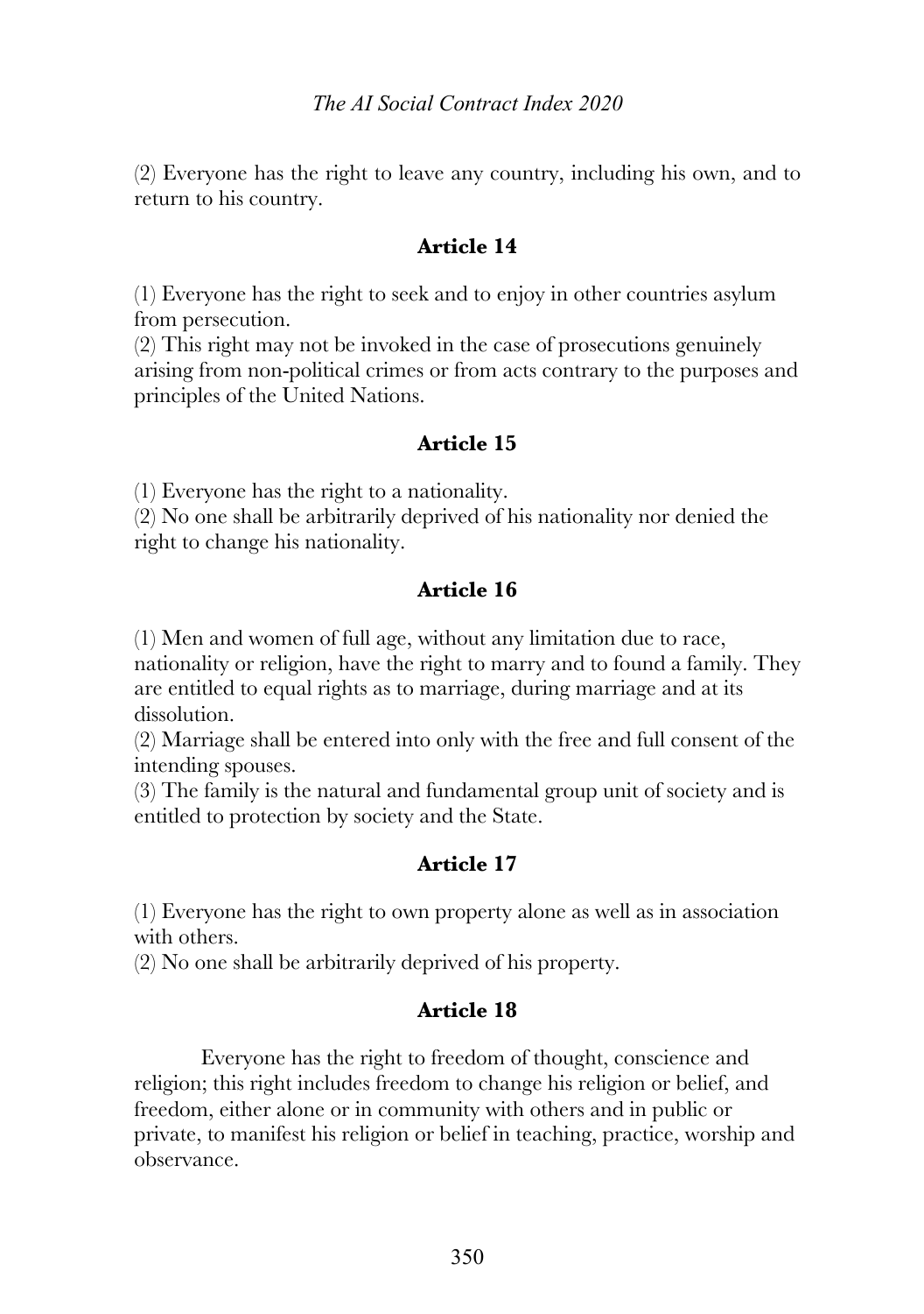(2) Everyone has the right to leave any country, including his own, and to return to his country.

### Article 14

(1) Everyone has the right to seek and to enjoy in other countries asylum from persecution.
(2) This right may not be invoked in the case of prosecutions genuinely arising from non-political crimes or from acts contrary to the purposes and principles of the United Nations.

### Article 15

(1) Everyone has the right to a nationality.
(2) No one shall be arbitrarily deprived of his nationality nor denied the right to change his nationality.

### Article 16

(1) Men and women of full age, without any limitation due to race, nationality or religion, have the right to marry and to found a family. They are entitled to equal rights as to marriage, during marriage and at its dissolution.
(2) Marriage shall be entered into only with the free and full consent of the intending spouses.
(3) The family is the natural and fundamental group unit of society and is entitled to protection by society and the State.

### Article 17

(1) Everyone has the right to own property alone as well as in association with others.
(2) No one shall be arbitrarily deprived of his property.

### Article 18

Everyone has the right to freedom of thought, conscience and religion; this right includes freedom to change his religion or belief, and freedom, either alone or in community with others and in public or private, to manifest his religion or belief in teaching, practice, worship and observance.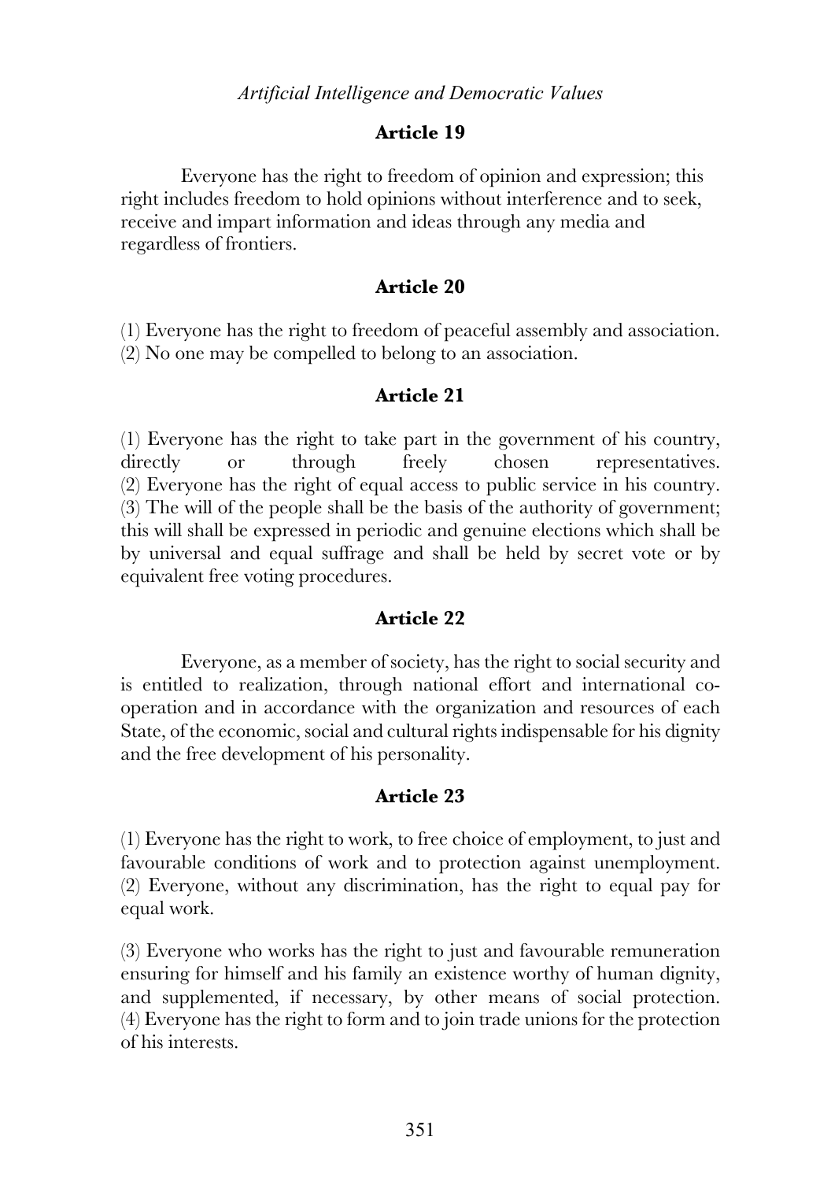### Article 19

Everyone has the right to freedom of opinion and expression; this right includes freedom to hold opinions without interference and to seek, receive and impart information and ideas through any media and regardless of frontiers.

### Article 20

(1) Everyone has the right to freedom of peaceful assembly and association.
(2) No one may be compelled to belong to an association.

### Article 21

(1) Everyone has the right to take part in the government of his country, directly or through freely chosen representatives.
(2) Everyone has the right of equal access to public service in his country.
(3) The will of the people shall be the basis of the authority of government; this will shall be expressed in periodic and genuine elections which shall be by universal and equal suffrage and shall be held by secret vote or by equivalent free voting procedures.

### Article 22

Everyone, as a member of society, has the right to social security and is entitled to realization, through national effort and international co-operation and in accordance with the organization and resources of each State, of the economic, social and cultural rights indispensable for his dignity and the free development of his personality.

### Article 23

(1) Everyone has the right to work, to free choice of employment, to just and favourable conditions of work and to protection against unemployment.
(2) Everyone, without any discrimination, has the right to equal pay for equal work.

(3) Everyone who works has the right to just and favourable remuneration ensuring for himself and his family an existence worthy of human dignity, and supplemented, if necessary, by other means of social protection.
(4) Everyone has the right to form and to join trade unions for the protection of his interests.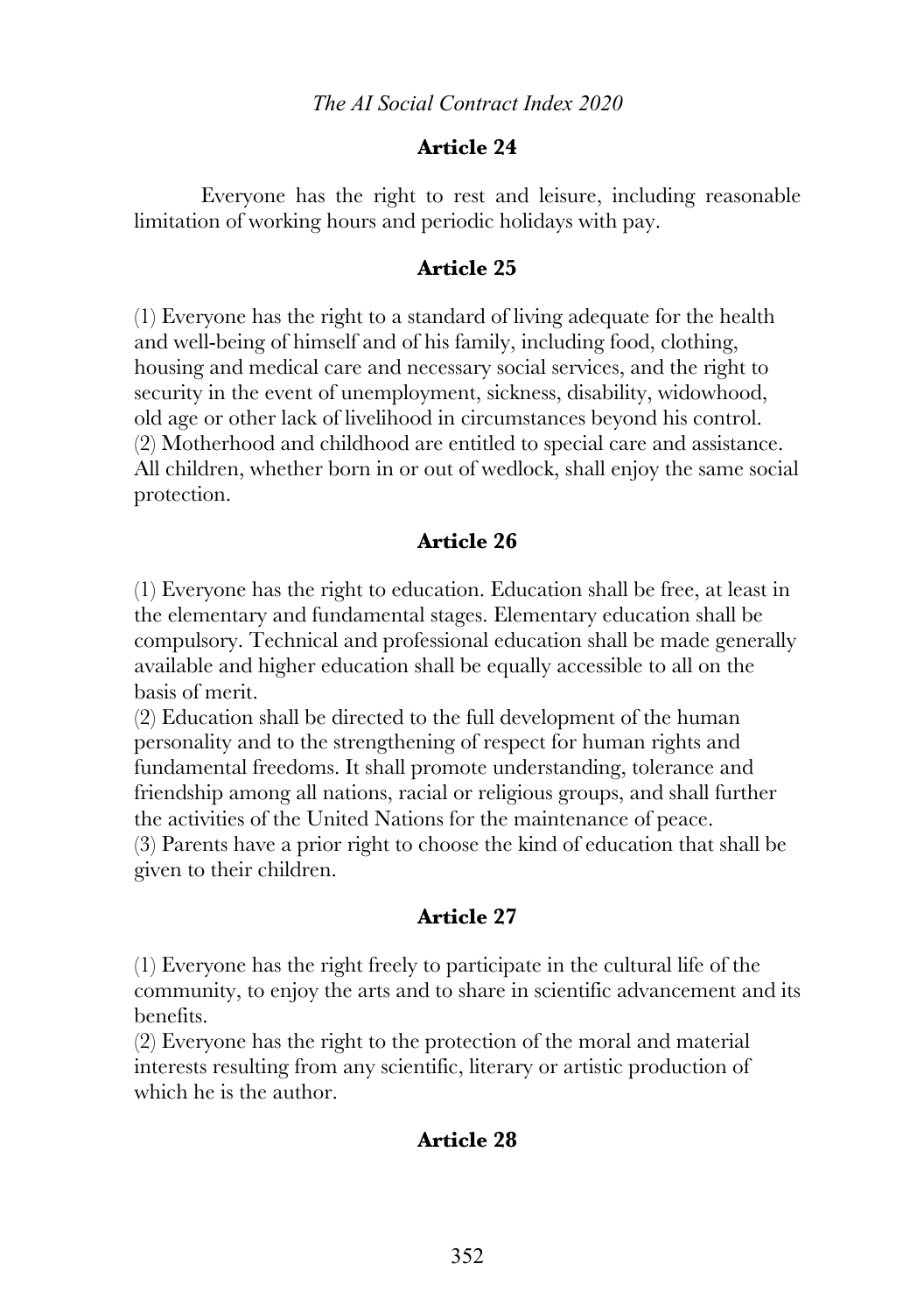### Article 24

Everyone has the right to rest and leisure, including reasonable limitation of working hours and periodic holidays with pay.

### Article 25

(1) Everyone has the right to a standard of living adequate for the health and well-being of himself and of his family, including food, clothing, housing and medical care and necessary social services, and the right to security in the event of unemployment, sickness, disability, widowhood, old age or other lack of livelihood in circumstances beyond his control.
(2) Motherhood and childhood are entitled to special care and assistance. All children, whether born in or out of wedlock, shall enjoy the same social protection.

### Article 26

(1) Everyone has the right to education. Education shall be free, at least in the elementary and fundamental stages. Elementary education shall be compulsory. Technical and professional education shall be made generally available and higher education shall be equally accessible to all on the basis of merit.
(2) Education shall be directed to the full development of the human personality and to the strengthening of respect for human rights and fundamental freedoms. It shall promote understanding, tolerance and friendship among all nations, racial or religious groups, and shall further the activities of the United Nations for the maintenance of peace.
(3) Parents have a prior right to choose the kind of education that shall be given to their children.

### Article 27

(1) Everyone has the right freely to participate in the cultural life of the community, to enjoy the arts and to share in scientific advancement and its benefits.
(2) Everyone has the right to the protection of the moral and material interests resulting from any scientific, literary or artistic production of which he is the author.

### Article 28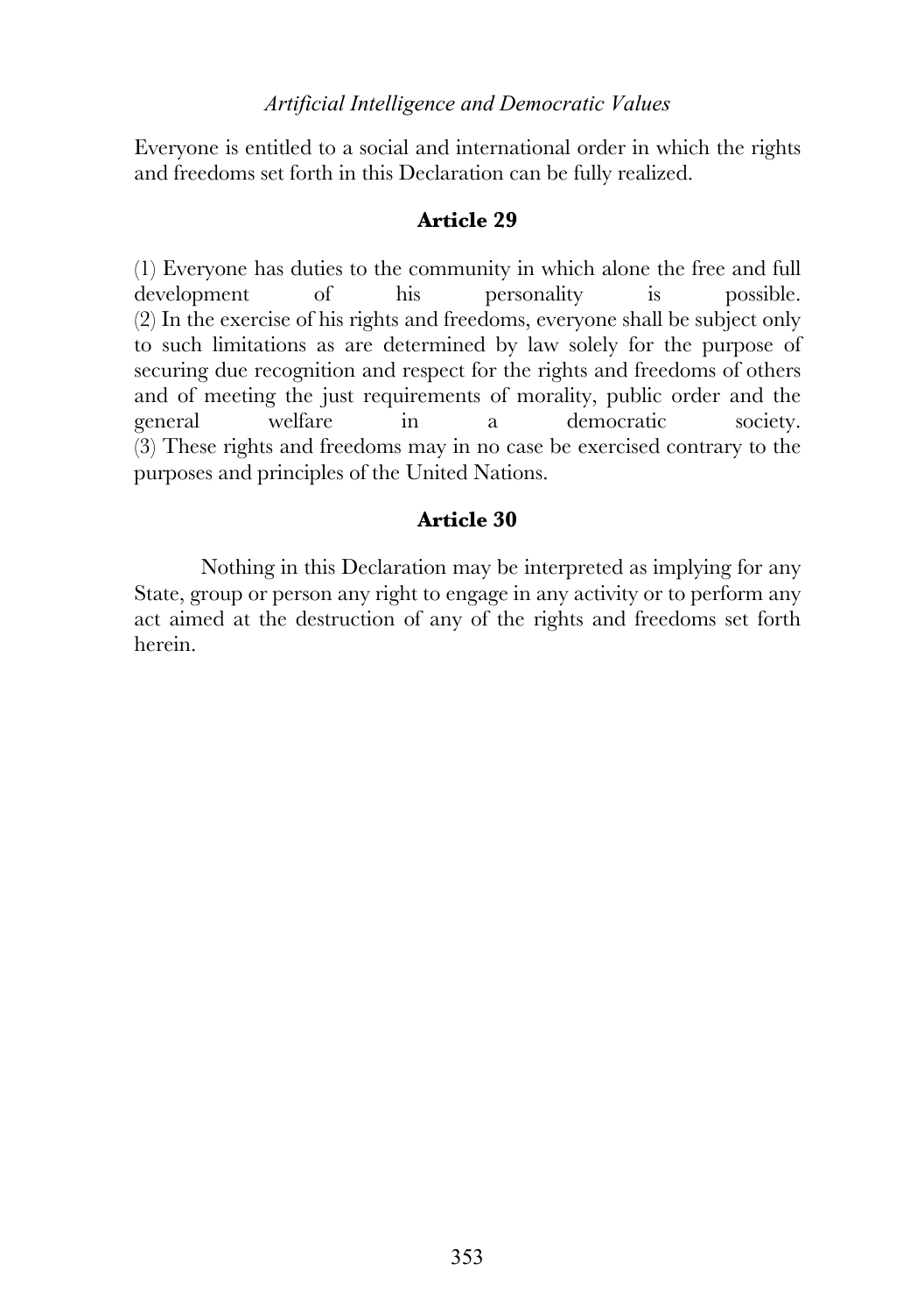Everyone is entitled to a social and international order in which the rights and freedoms set forth in this Declaration can be fully realized.

### Article 29

(1) Everyone has duties to the community in which alone the free and full development of his personality is possible.
(2) In the exercise of his rights and freedoms, everyone shall be subject only to such limitations as are determined by law solely for the purpose of securing due recognition and respect for the rights and freedoms of others and of meeting the just requirements of morality, public order and the general welfare in a democratic society.
(3) These rights and freedoms may in no case be exercised contrary to the purposes and principles of the United Nations.

### Article 30

Nothing in this Declaration may be interpreted as implying for any State, group or person any right to engage in any activity or to perform any act aimed at the destruction of any of the rights and freedoms set forth herein.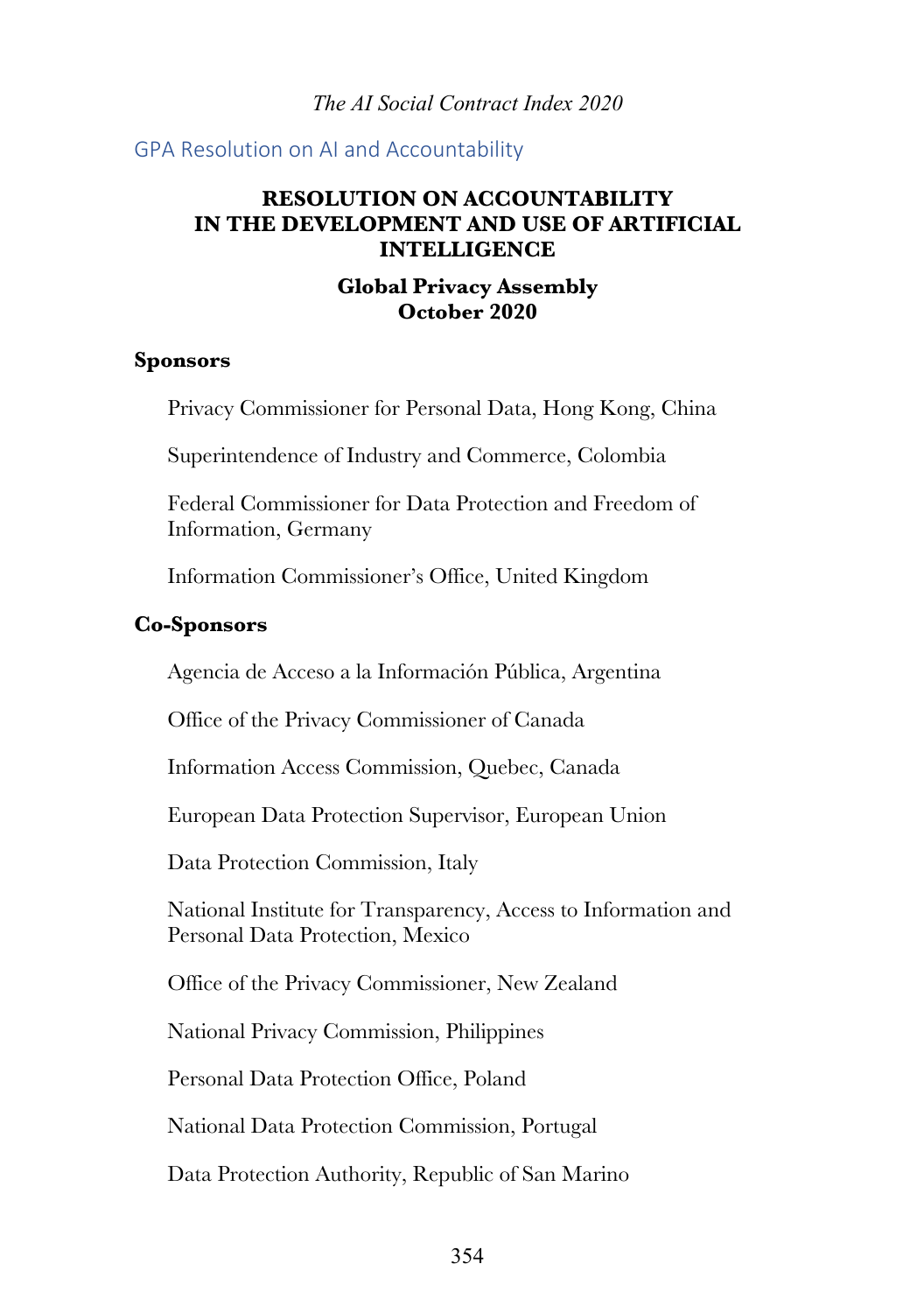## GPA Resolution on AI and Accountability

**RESOLUTION ON ACCOUNTABILITY IN THE DEVELOPMENT AND USE OF ARTIFICIAL INTELLIGENCE**

**Global Privacy Assembly October 2020**

### Sponsors

Privacy Commissioner for Personal Data, Hong Kong, China

Superintendence of Industry and Commerce, Colombia

Federal Commissioner for Data Protection and Freedom of Information, Germany

Information Commissioner's Office, United Kingdom

### Co-Sponsors

Agencia de Acceso a la Información Pública, Argentina

Office of the Privacy Commissioner of Canada

Information Access Commission, Quebec, Canada

European Data Protection Supervisor, European Union

Data Protection Commission, Italy

National Institute for Transparency, Access to Information and Personal Data Protection, Mexico

Office of the Privacy Commissioner, New Zealand

National Privacy Commission, Philippines

Personal Data Protection Office, Poland

National Data Protection Commission, Portugal

Data Protection Authority, Republic of San Marino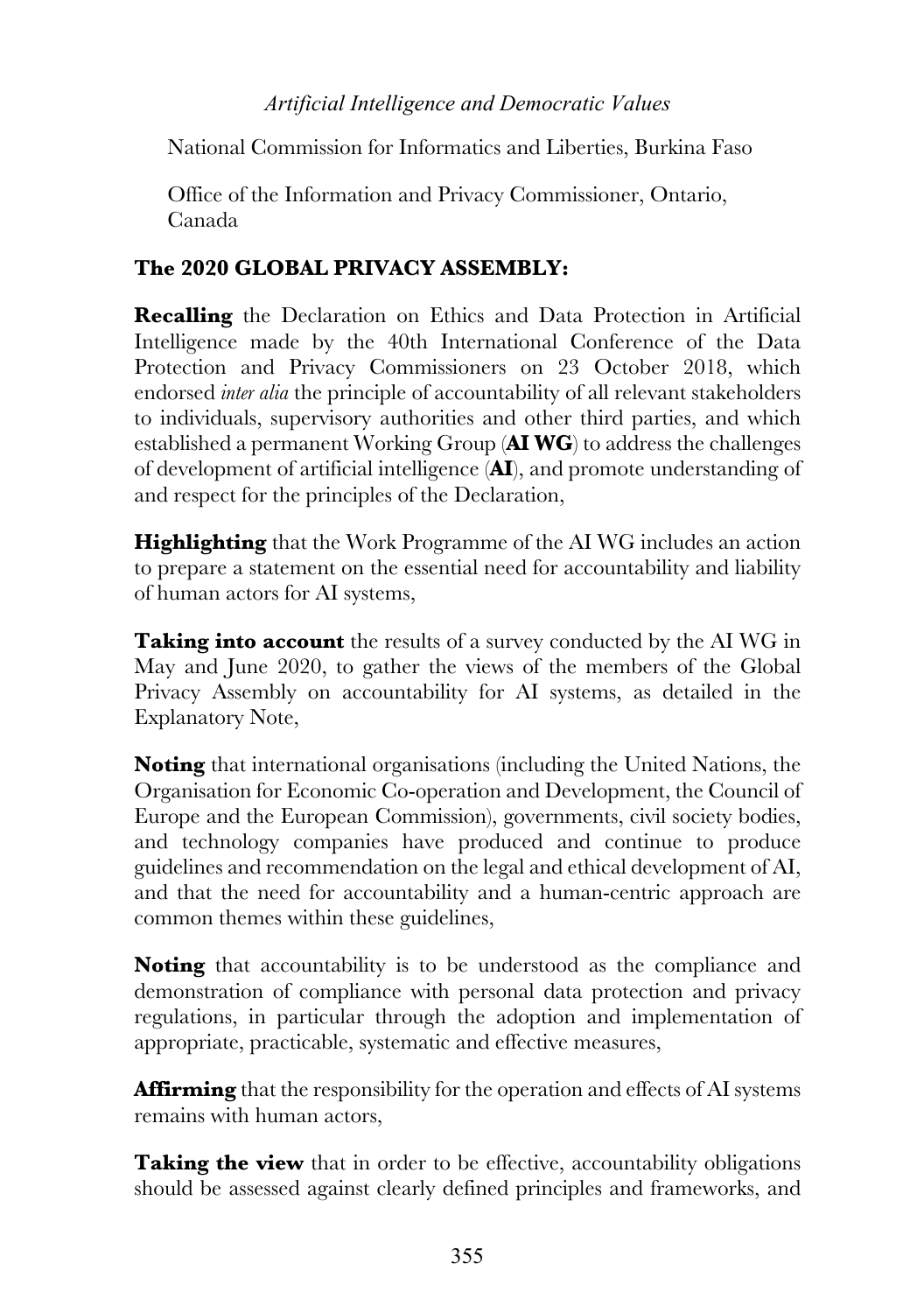National Commission for Informatics and Liberties, Burkina Faso

Office of the Information and Privacy Commissioner, Ontario, Canada

**The 2020 GLOBAL PRIVACY ASSEMBLY:**

**Recalling** the Declaration on Ethics and Data Protection in Artificial Intelligence made by the 40th International Conference of the Data Protection and Privacy Commissioners on 23 October 2018, which endorsed *inter alia* the principle of accountability of all relevant stakeholders to individuals, supervisory authorities and other third parties, and which established a permanent Working Group (**AI WG**) to address the challenges of development of artificial intelligence (**AI**), and promote understanding of and respect for the principles of the Declaration,

**Highlighting** that the Work Programme of the AI WG includes an action to prepare a statement on the essential need for accountability and liability of human actors for AI systems,

**Taking into account** the results of a survey conducted by the AI WG in May and June 2020, to gather the views of the members of the Global Privacy Assembly on accountability for AI systems, as detailed in the Explanatory Note,

**Noting** that international organisations (including the United Nations, the Organisation for Economic Co-operation and Development, the Council of Europe and the European Commission), governments, civil society bodies, and technology companies have produced and continue to produce guidelines and recommendation on the legal and ethical development of AI, and that the need for accountability and a human-centric approach are common themes within these guidelines,

**Noting** that accountability is to be understood as the compliance and demonstration of compliance with personal data protection and privacy regulations, in particular through the adoption and implementation of appropriate, practicable, systematic and effective measures,

**Affirming** that the responsibility for the operation and effects of AI systems remains with human actors,

**Taking the view** that in order to be effective, accountability obligations should be assessed against clearly defined principles and frameworks, and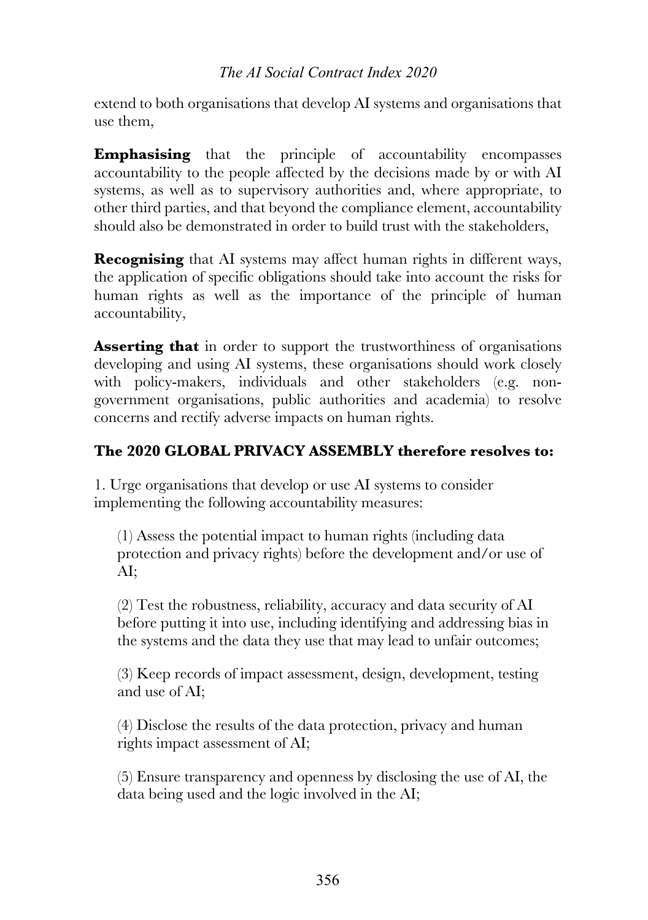extend to both organisations that develop AI systems and organisations that use them,

**Emphasising** that the principle of accountability encompasses accountability to the people affected by the decisions made by or with AI systems, as well as to supervisory authorities and, where appropriate, to other third parties, and that beyond the compliance element, accountability should also be demonstrated in order to build trust with the stakeholders,

**Recognising** that AI systems may affect human rights in different ways, the application of specific obligations should take into account the risks for human rights as well as the importance of the principle of human accountability,

**Asserting that** in order to support the trustworthiness of organisations developing and using AI systems, these organisations should work closely with policy-makers, individuals and other stakeholders (e.g. non-government organisations, public authorities and academia) to resolve concerns and rectify adverse impacts on human rights.

**The 2020 GLOBAL PRIVACY ASSEMBLY therefore resolves to:**

1. Urge organisations that develop or use AI systems to consider implementing the following accountability measures:

   (1) Assess the potential impact to human rights (including data protection and privacy rights) before the development and/or use of AI;

   (2) Test the robustness, reliability, accuracy and data security of AI before putting it into use, including identifying and addressing bias in the systems and the data they use that may lead to unfair outcomes;

   (3) Keep records of impact assessment, design, development, testing and use of AI;

   (4) Disclose the results of the data protection, privacy and human rights impact assessment of AI;

   (5) Ensure transparency and openness by disclosing the use of AI, the data being used and the logic involved in the AI;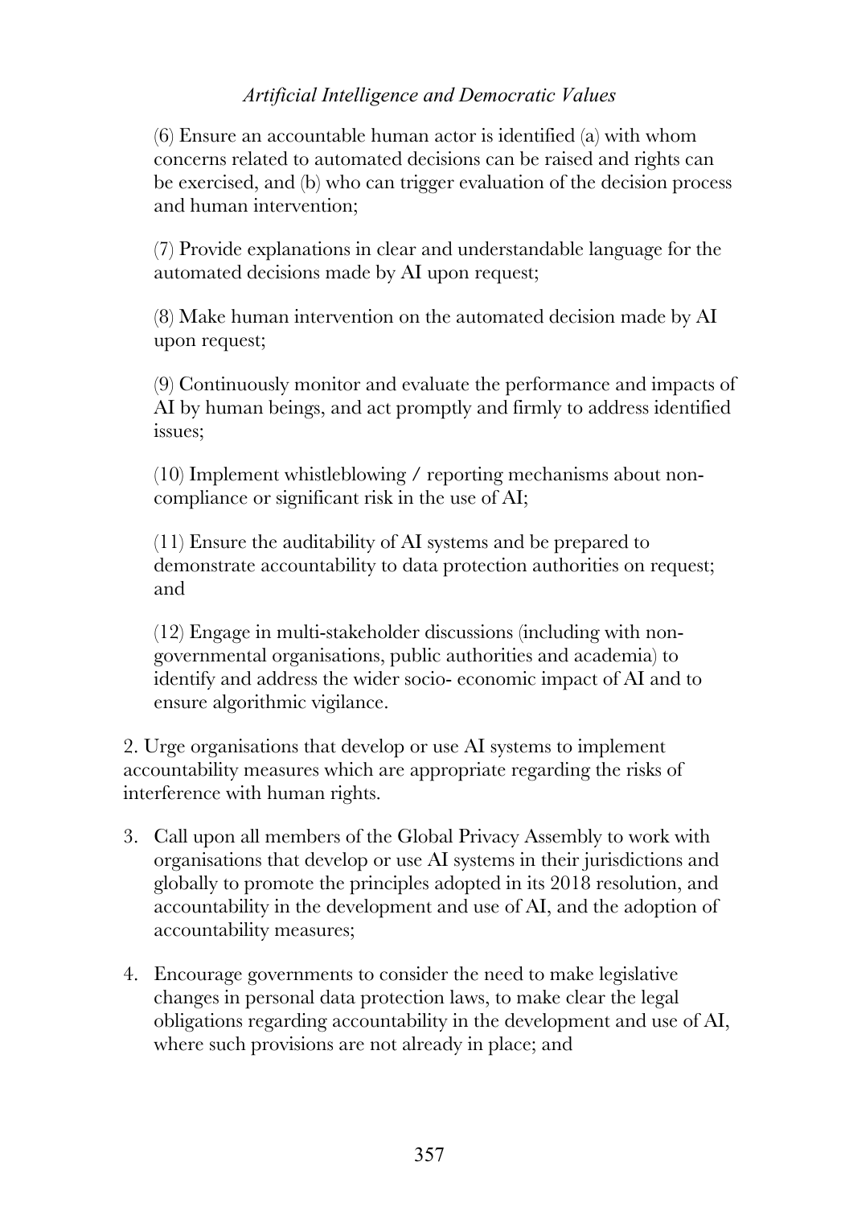(6) Ensure an accountable human actor is identified (a) with whom concerns related to automated decisions can be raised and rights can be exercised, and (b) who can trigger evaluation of the decision process and human intervention;

(7) Provide explanations in clear and understandable language for the automated decisions made by AI upon request;

(8) Make human intervention on the automated decision made by AI upon request;

(9) Continuously monitor and evaluate the performance and impacts of AI by human beings, and act promptly and firmly to address identified issues;

(10) Implement whistleblowing / reporting mechanisms about non-compliance or significant risk in the use of AI;

(11) Ensure the auditability of AI systems and be prepared to demonstrate accountability to data protection authorities on request; and

(12) Engage in multi-stakeholder discussions (including with non-governmental organisations, public authorities and academia) to identify and address the wider socio- economic impact of AI and to ensure algorithmic vigilance.

2. Urge organisations that develop or use AI systems to implement accountability measures which are appropriate regarding the risks of interference with human rights.

3. Call upon all members of the Global Privacy Assembly to work with organisations that develop or use AI systems in their jurisdictions and globally to promote the principles adopted in its 2018 resolution, and accountability in the development and use of AI, and the adoption of accountability measures;

4. Encourage governments to consider the need to make legislative changes in personal data protection laws, to make clear the legal obligations regarding accountability in the development and use of AI, where such provisions are not already in place; and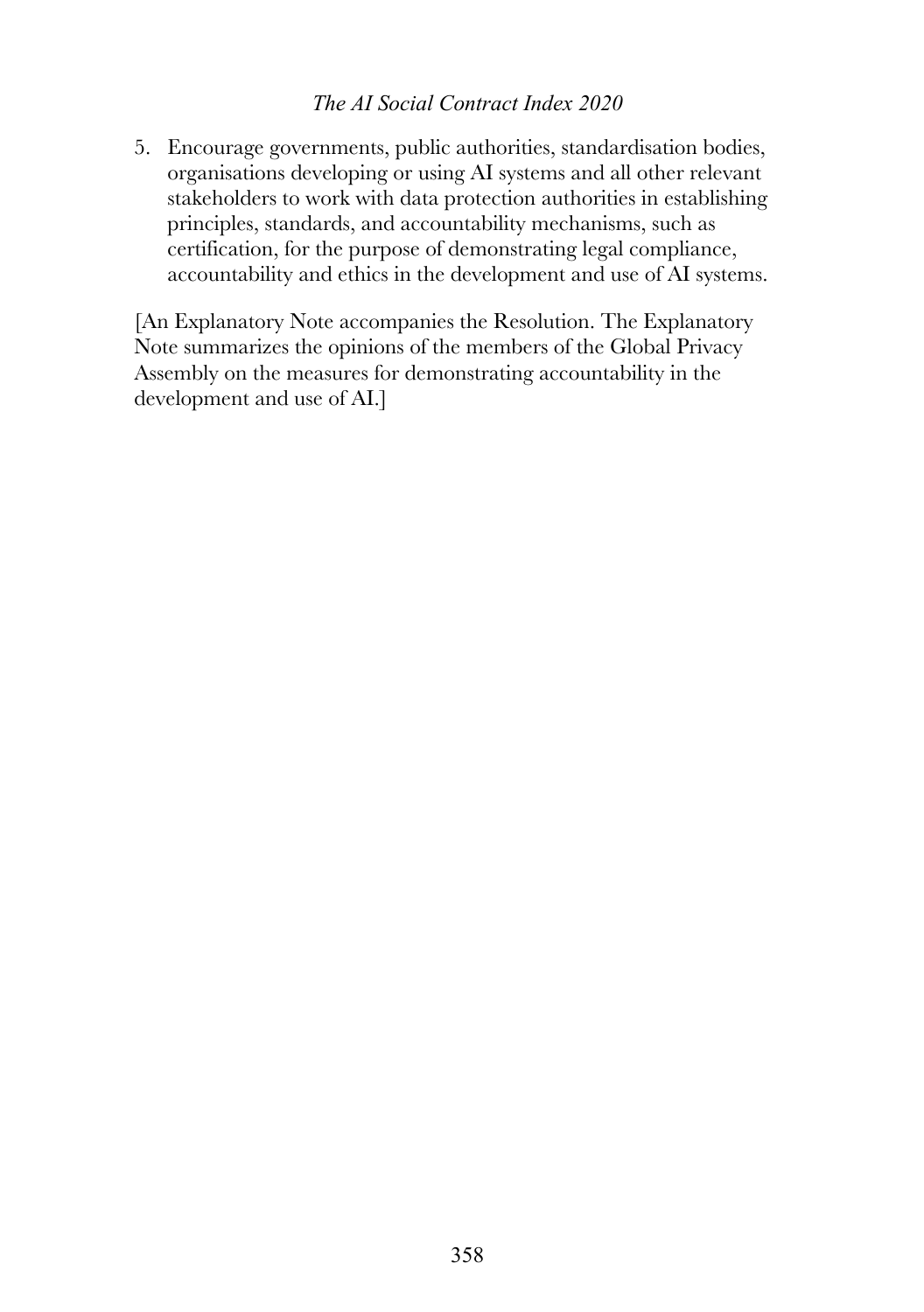5. Encourage governments, public authorities, standardisation bodies, organisations developing or using AI systems and all other relevant stakeholders to work with data protection authorities in establishing principles, standards, and accountability mechanisms, such as certification, for the purpose of demonstrating legal compliance, accountability and ethics in the development and use of AI systems.

[An Explanatory Note accompanies the Resolution. The Explanatory Note summarizes the opinions of the members of the Global Privacy Assembly on the measures for demonstrating accountability in the development and use of AI.]